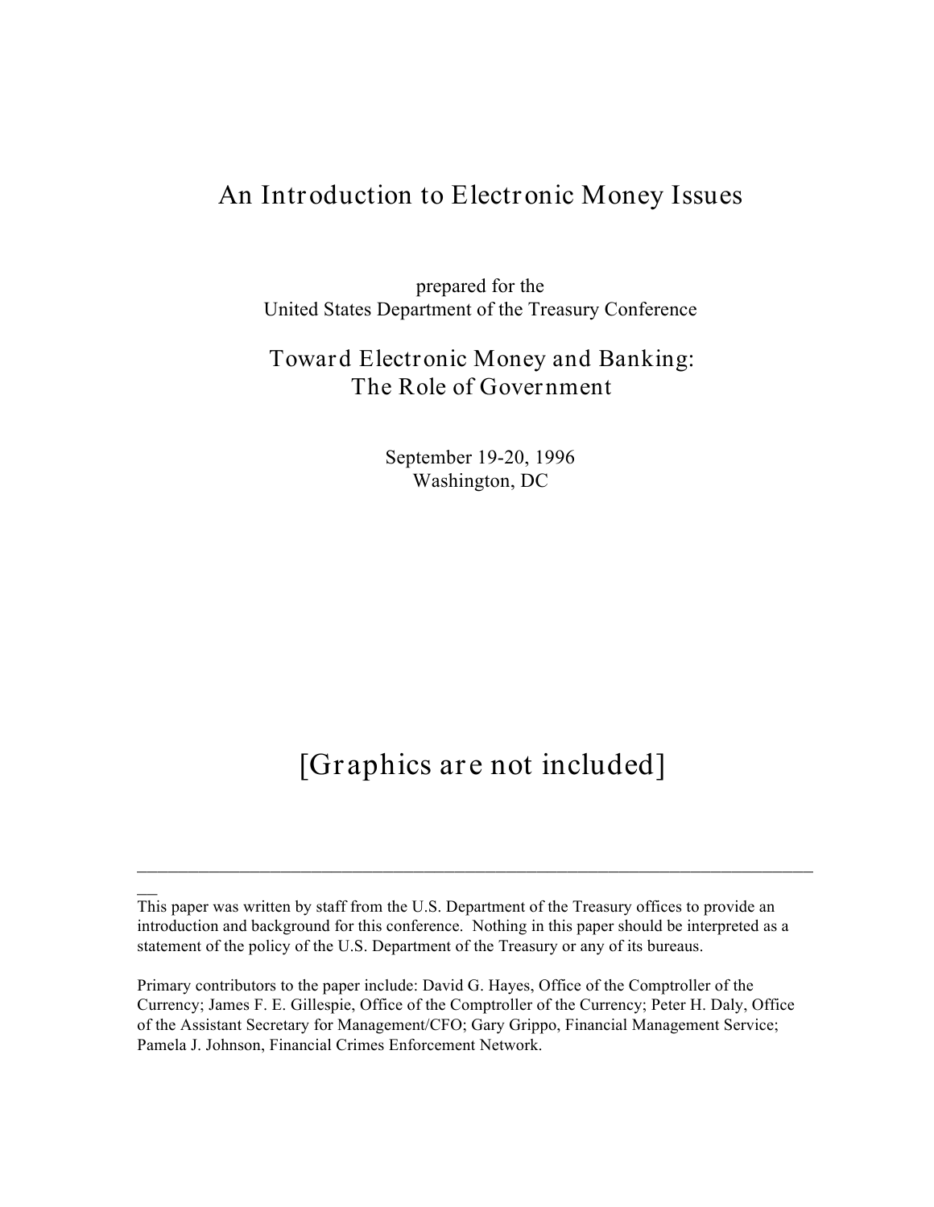# An Introduction to Electronic Money Issues

prepared for the
United States Department of the Treasury Conference

## Toward Electronic Money and Banking: The Role of Government

September 19-20, 1996
Washington, DC

[Graphics are not included]

---

This paper was written by staff from the U.S. Department of the Treasury offices to provide an introduction and background for this conference. Nothing in this paper should be interpreted as a statement of the policy of the U.S. Department of the Treasury or any of its bureaus.

Primary contributors to the paper include: David G. Hayes, Office of the Comptroller of the Currency; James F. E. Gillespie, Office of the Comptroller of the Currency; Peter H. Daly, Office of the Assistant Secretary for Management/CFO; Gary Grippo, Financial Management Service; Pamela J. Johnson, Financial Crimes Enforcement Network.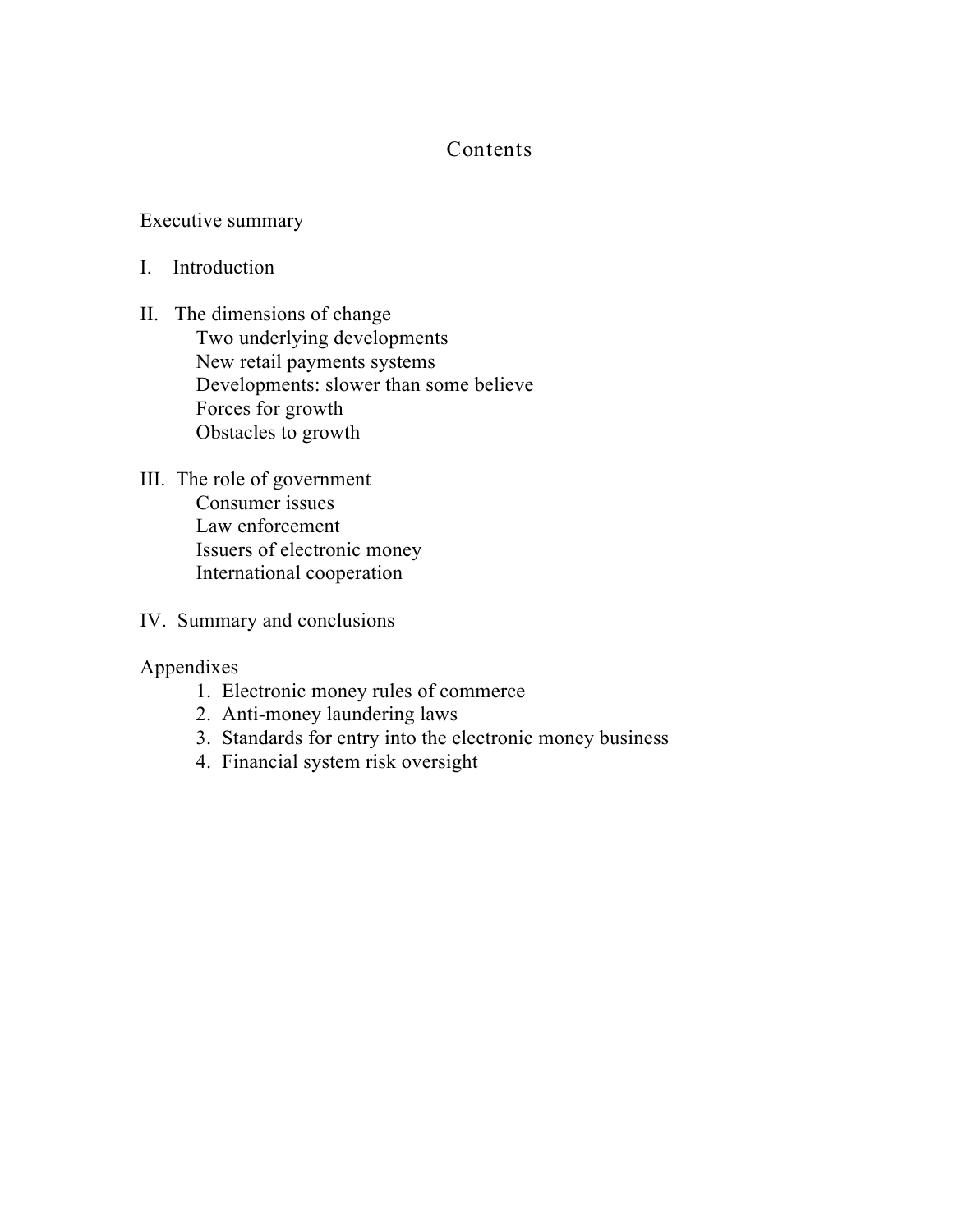# Contents

Executive summary

I. Introduction

II. The dimensions of change
- Two underlying developments
- New retail payments systems
- Developments: slower than some believe
- Forces for growth
- Obstacles to growth

III. The role of government
- Consumer issues
- Law enforcement
- Issuers of electronic money
- International cooperation

IV. Summary and conclusions

Appendixes
1. Electronic money rules of commerce
2. Anti-money laundering laws
3. Standards for entry into the electronic money business
4. Financial system risk oversight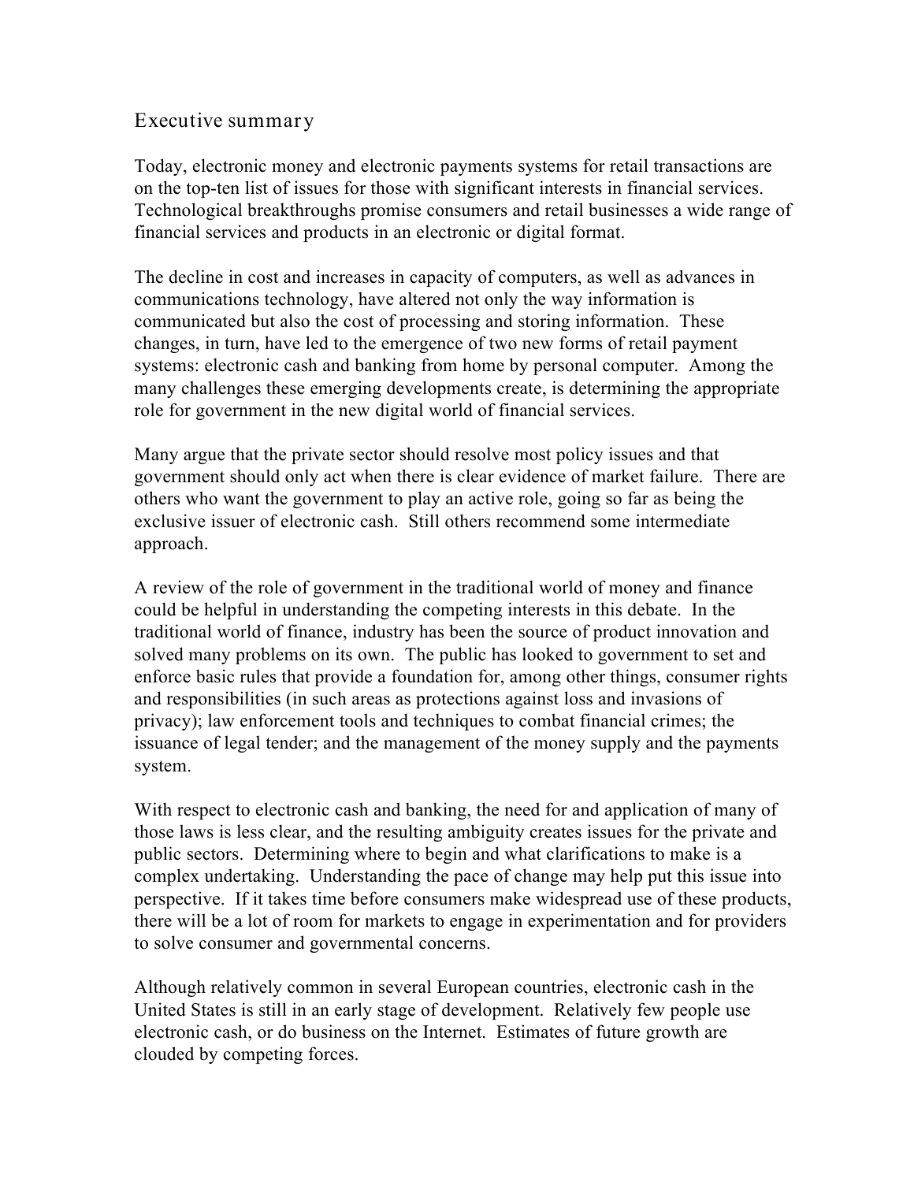## Executive summary

Today, electronic money and electronic payments systems for retail transactions are on the top-ten list of issues for those with significant interests in financial services. Technological breakthroughs promise consumers and retail businesses a wide range of financial services and products in an electronic or digital format.

The decline in cost and increases in capacity of computers, as well as advances in communications technology, have altered not only the way information is communicated but also the cost of processing and storing information. These changes, in turn, have led to the emergence of two new forms of retail payment systems: electronic cash and banking from home by personal computer. Among the many challenges these emerging developments create, is determining the appropriate role for government in the new digital world of financial services.

Many argue that the private sector should resolve most policy issues and that government should only act when there is clear evidence of market failure. There are others who want the government to play an active role, going so far as being the exclusive issuer of electronic cash. Still others recommend some intermediate approach.

A review of the role of government in the traditional world of money and finance could be helpful in understanding the competing interests in this debate. In the traditional world of finance, industry has been the source of product innovation and solved many problems on its own. The public has looked to government to set and enforce basic rules that provide a foundation for, among other things, consumer rights and responsibilities (in such areas as protections against loss and invasions of privacy); law enforcement tools and techniques to combat financial crimes; the issuance of legal tender; and the management of the money supply and the payments system.

With respect to electronic cash and banking, the need for and application of many of those laws is less clear, and the resulting ambiguity creates issues for the private and public sectors. Determining where to begin and what clarifications to make is a complex undertaking. Understanding the pace of change may help put this issue into perspective. If it takes time before consumers make widespread use of these products, there will be a lot of room for markets to engage in experimentation and for providers to solve consumer and governmental concerns.

Although relatively common in several European countries, electronic cash in the United States is still in an early stage of development. Relatively few people use electronic cash, or do business on the Internet. Estimates of future growth are clouded by competing forces.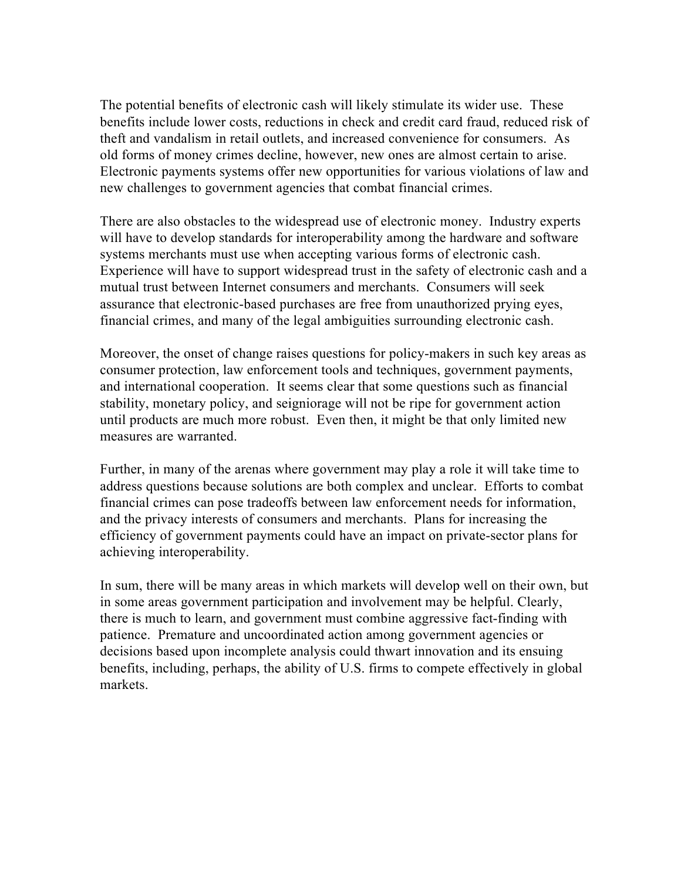The potential benefits of electronic cash will likely stimulate its wider use. These benefits include lower costs, reductions in check and credit card fraud, reduced risk of theft and vandalism in retail outlets, and increased convenience for consumers. As old forms of money crimes decline, however, new ones are almost certain to arise. Electronic payments systems offer new opportunities for various violations of law and new challenges to government agencies that combat financial crimes.

There are also obstacles to the widespread use of electronic money. Industry experts will have to develop standards for interoperability among the hardware and software systems merchants must use when accepting various forms of electronic cash. Experience will have to support widespread trust in the safety of electronic cash and a mutual trust between Internet consumers and merchants. Consumers will seek assurance that electronic-based purchases are free from unauthorized prying eyes, financial crimes, and many of the legal ambiguities surrounding electronic cash.

Moreover, the onset of change raises questions for policy-makers in such key areas as consumer protection, law enforcement tools and techniques, government payments, and international cooperation. It seems clear that some questions such as financial stability, monetary policy, and seigniorage will not be ripe for government action until products are much more robust. Even then, it might be that only limited new measures are warranted.

Further, in many of the arenas where government may play a role it will take time to address questions because solutions are both complex and unclear. Efforts to combat financial crimes can pose tradeoffs between law enforcement needs for information, and the privacy interests of consumers and merchants. Plans for increasing the efficiency of government payments could have an impact on private-sector plans for achieving interoperability.

In sum, there will be many areas in which markets will develop well on their own, but in some areas government participation and involvement may be helpful. Clearly, there is much to learn, and government must combine aggressive fact-finding with patience. Premature and uncoordinated action among government agencies or decisions based upon incomplete analysis could thwart innovation and its ensuing benefits, including, perhaps, the ability of U.S. firms to compete effectively in global markets.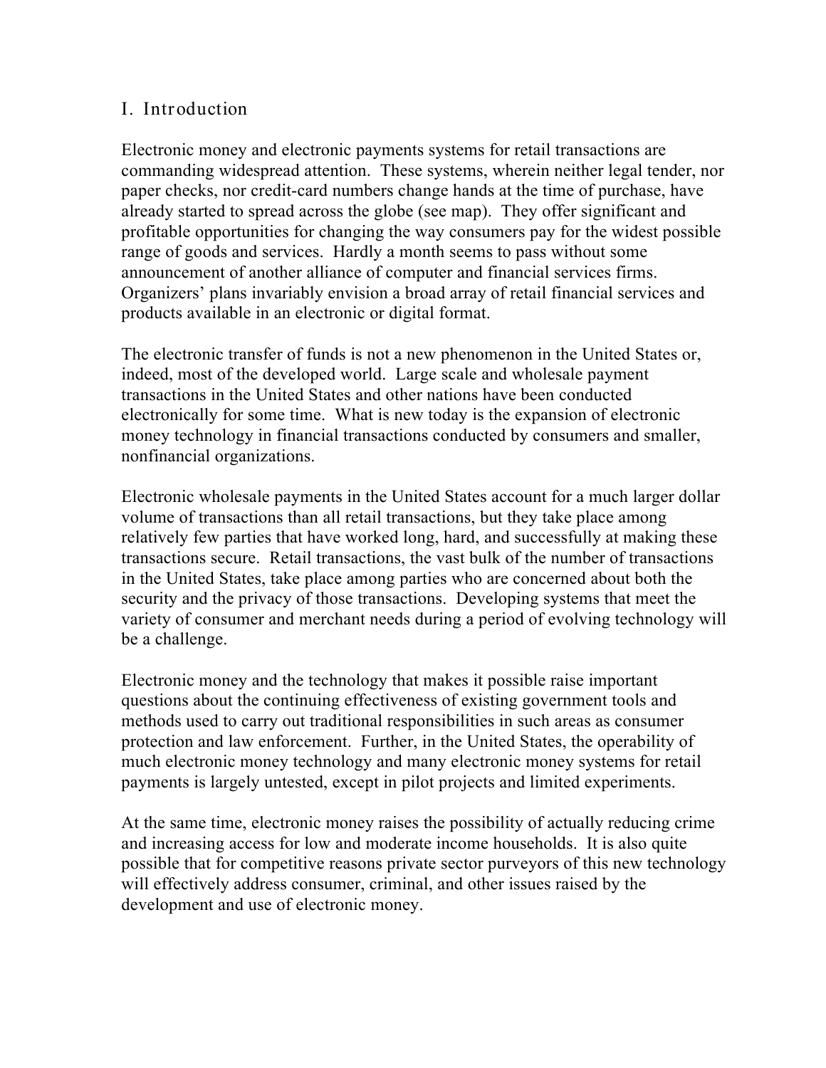## I. Introduction

Electronic money and electronic payments systems for retail transactions are commanding widespread attention. These systems, wherein neither legal tender, nor paper checks, nor credit-card numbers change hands at the time of purchase, have already started to spread across the globe (see map). They offer significant and profitable opportunities for changing the way consumers pay for the widest possible range of goods and services. Hardly a month seems to pass without some announcement of another alliance of computer and financial services firms. Organizers' plans invariably envision a broad array of retail financial services and products available in an electronic or digital format.

The electronic transfer of funds is not a new phenomenon in the United States or, indeed, most of the developed world. Large scale and wholesale payment transactions in the United States and other nations have been conducted electronically for some time. What is new today is the expansion of electronic money technology in financial transactions conducted by consumers and smaller, nonfinancial organizations.

Electronic wholesale payments in the United States account for a much larger dollar volume of transactions than all retail transactions, but they take place among relatively few parties that have worked long, hard, and successfully at making these transactions secure. Retail transactions, the vast bulk of the number of transactions in the United States, take place among parties who are concerned about both the security and the privacy of those transactions. Developing systems that meet the variety of consumer and merchant needs during a period of evolving technology will be a challenge.

Electronic money and the technology that makes it possible raise important questions about the continuing effectiveness of existing government tools and methods used to carry out traditional responsibilities in such areas as consumer protection and law enforcement. Further, in the United States, the operability of much electronic money technology and many electronic money systems for retail payments is largely untested, except in pilot projects and limited experiments.

At the same time, electronic money raises the possibility of actually reducing crime and increasing access for low and moderate income households. It is also quite possible that for competitive reasons private sector purveyors of this new technology will effectively address consumer, criminal, and other issues raised by the development and use of electronic money.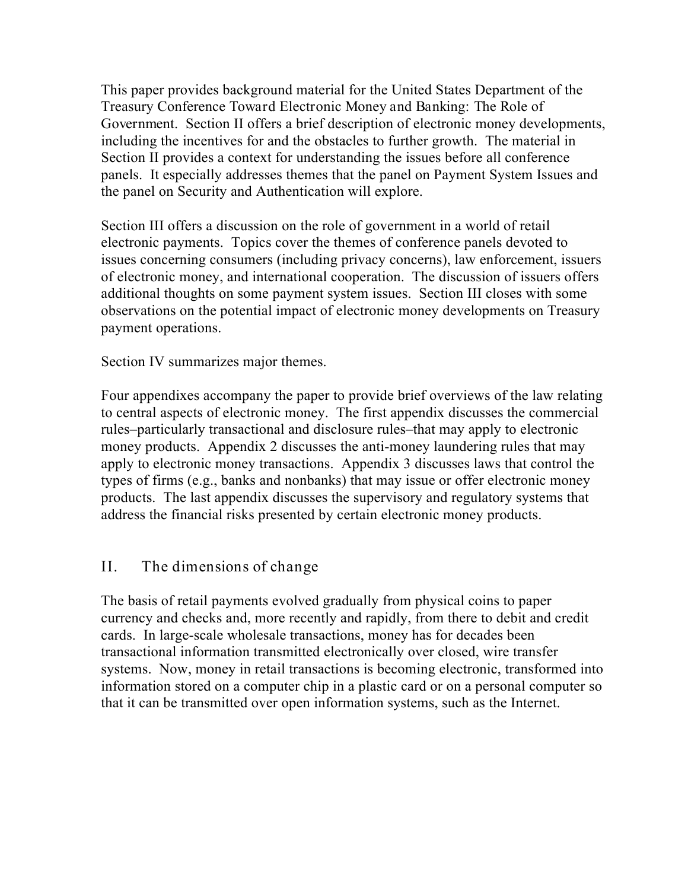This paper provides background material for the United States Department of the Treasury Conference Toward Electronic Money and Banking: The Role of Government. Section II offers a brief description of electronic money developments, including the incentives for and the obstacles to further growth. The material in Section II provides a context for understanding the issues before all conference panels. It especially addresses themes that the panel on Payment System Issues and the panel on Security and Authentication will explore.

Section III offers a discussion on the role of government in a world of retail electronic payments. Topics cover the themes of conference panels devoted to issues concerning consumers (including privacy concerns), law enforcement, issuers of electronic money, and international cooperation. The discussion of issuers offers additional thoughts on some payment system issues. Section III closes with some observations on the potential impact of electronic money developments on Treasury payment operations.

Section IV summarizes major themes.

Four appendixes accompany the paper to provide brief overviews of the law relating to central aspects of electronic money. The first appendix discusses the commercial rules–particularly transactional and disclosure rules–that may apply to electronic money products. Appendix 2 discusses the anti-money laundering rules that may apply to electronic money transactions. Appendix 3 discusses laws that control the types of firms (e.g., banks and nonbanks) that may issue or offer electronic money products. The last appendix discusses the supervisory and regulatory systems that address the financial risks presented by certain electronic money products.

## II. The dimensions of change

The basis of retail payments evolved gradually from physical coins to paper currency and checks and, more recently and rapidly, from there to debit and credit cards. In large-scale wholesale transactions, money has for decades been transactional information transmitted electronically over closed, wire transfer systems. Now, money in retail transactions is becoming electronic, transformed into information stored on a computer chip in a plastic card or on a personal computer so that it can be transmitted over open information systems, such as the Internet.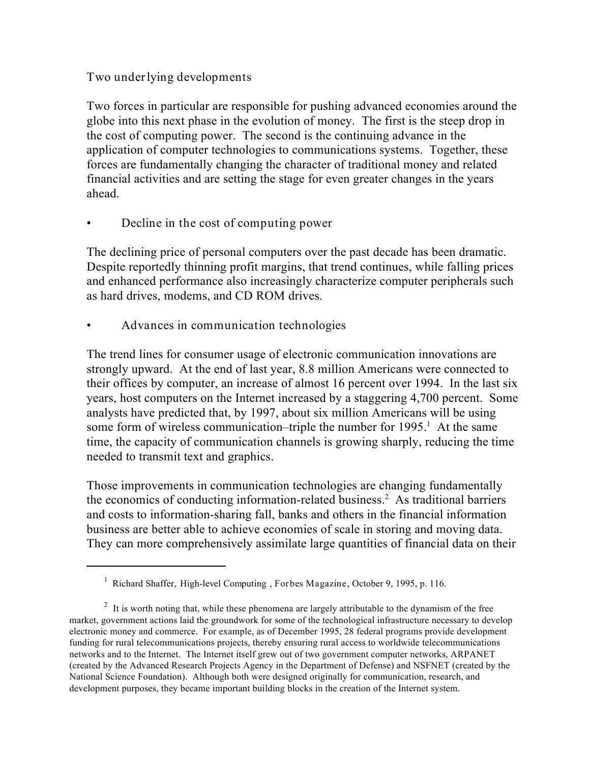## Two underlying developments

Two forces in particular are responsible for pushing advanced economies around the globe into this next phase in the evolution of money. The first is the steep drop in the cost of computing power. The second is the continuing advance in the application of computer technologies to communications systems. Together, these forces are fundamentally changing the character of traditional money and related financial activities and are setting the stage for even greater changes in the years ahead.

- Decline in the cost of computing power

The declining price of personal computers over the past decade has been dramatic. Despite reportedly thinning profit margins, that trend continues, while falling prices and enhanced performance also increasingly characterize computer peripherals such as hard drives, modems, and CD ROM drives.

- Advances in communication technologies

The trend lines for consumer usage of electronic communication innovations are strongly upward. At the end of last year, 8.8 million Americans were connected to their offices by computer, an increase of almost 16 percent over 1994. In the last six years, host computers on the Internet increased by a staggering 4,700 percent. Some analysts have predicted that, by 1997, about six million Americans will be using some form of wireless communication–triple the number for 1995.[1] At the same time, the capacity of communication channels is growing sharply, reducing the time needed to transmit text and graphics.

Those improvements in communication technologies are changing fundamentally the economics of conducting information-related business.[2] As traditional barriers and costs to information-sharing fall, banks and others in the financial information business are better able to achieve economies of scale in storing and moving data. They can more comprehensively assimilate large quantities of financial data on their

---

[1] Richard Shaffer, High-level Computing , *Forbes Magazine*, October 9, 1995, p. 116.

[2] It is worth noting that, while these phenomena are largely attributable to the dynamism of the free market, government actions laid the groundwork for some of the technological infrastructure necessary to develop electronic money and commerce. For example, as of December 1995, 28 federal programs provide development funding for rural telecommunications projects, thereby ensuring rural access to worldwide telecommunications networks and to the Internet. The Internet itself grew out of two government computer networks, ARPANET (created by the Advanced Research Projects Agency in the Department of Defense) and NSFNET (created by the National Science Foundation). Although both were designed originally for communication, research, and development purposes, they became important building blocks in the creation of the Internet system.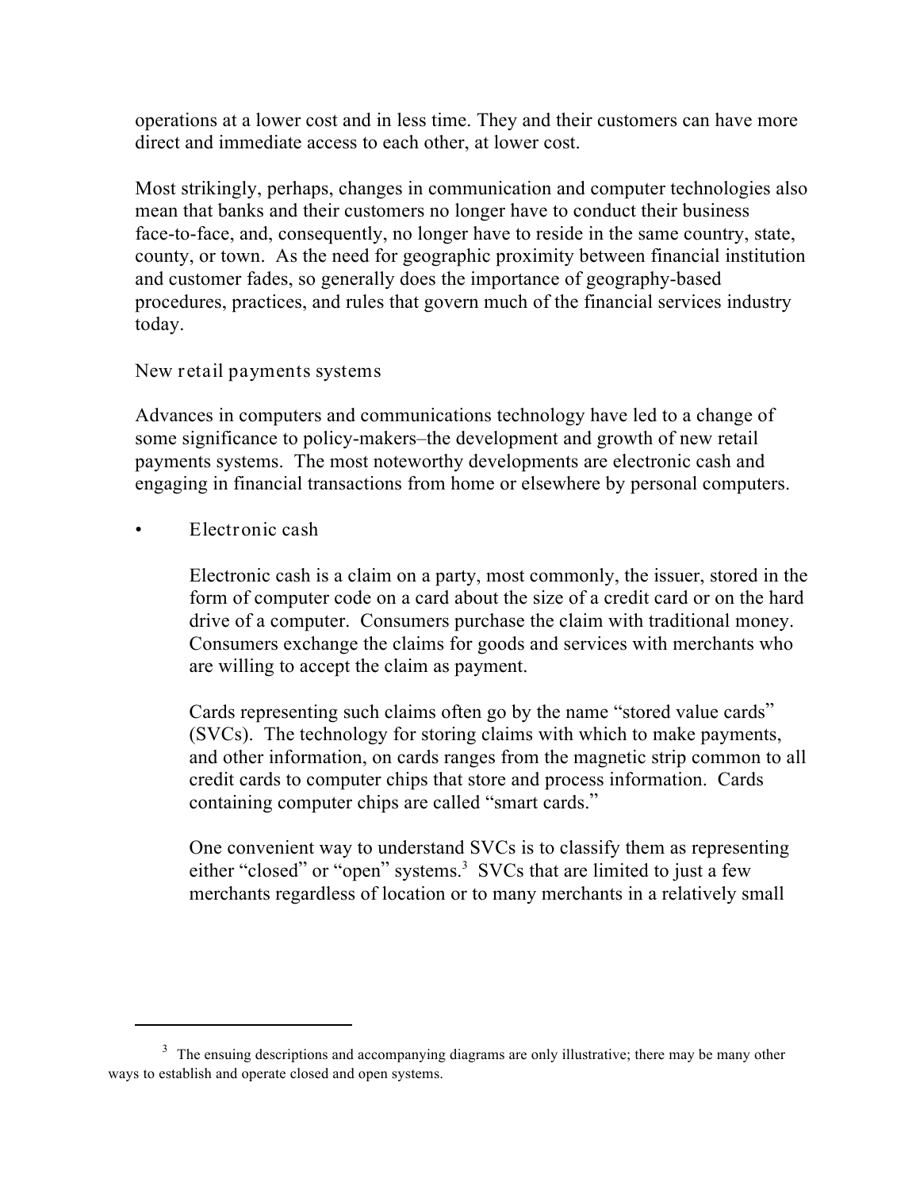operations at a lower cost and in less time. They and their customers can have more direct and immediate access to each other, at lower cost.

Most strikingly, perhaps, changes in communication and computer technologies also mean that banks and their customers no longer have to conduct their business face-to-face, and, consequently, no longer have to reside in the same country, state, county, or town. As the need for geographic proximity between financial institution and customer fades, so generally does the importance of geography-based procedures, practices, and rules that govern much of the financial services industry today.

### New retail payments systems

Advances in computers and communications technology have led to a change of some significance to policy-makers–the development and growth of new retail payments systems. The most noteworthy developments are electronic cash and engaging in financial transactions from home or elsewhere by personal computers.

- Electronic cash

  Electronic cash is a claim on a party, most commonly, the issuer, stored in the form of computer code on a card about the size of a credit card or on the hard drive of a computer. Consumers purchase the claim with traditional money. Consumers exchange the claims for goods and services with merchants who are willing to accept the claim as payment.

  Cards representing such claims often go by the name "stored value cards" (SVCs). The technology for storing claims with which to make payments, and other information, on cards ranges from the magnetic strip common to all credit cards to computer chips that store and process information. Cards containing computer chips are called "smart cards."

  One convenient way to understand SVCs is to classify them as representing either "closed" or "open" systems.[3] SVCs that are limited to just a few merchants regardless of location or to many merchants in a relatively small

---

[3] The ensuing descriptions and accompanying diagrams are only illustrative; there may be many other ways to establish and operate closed and open systems.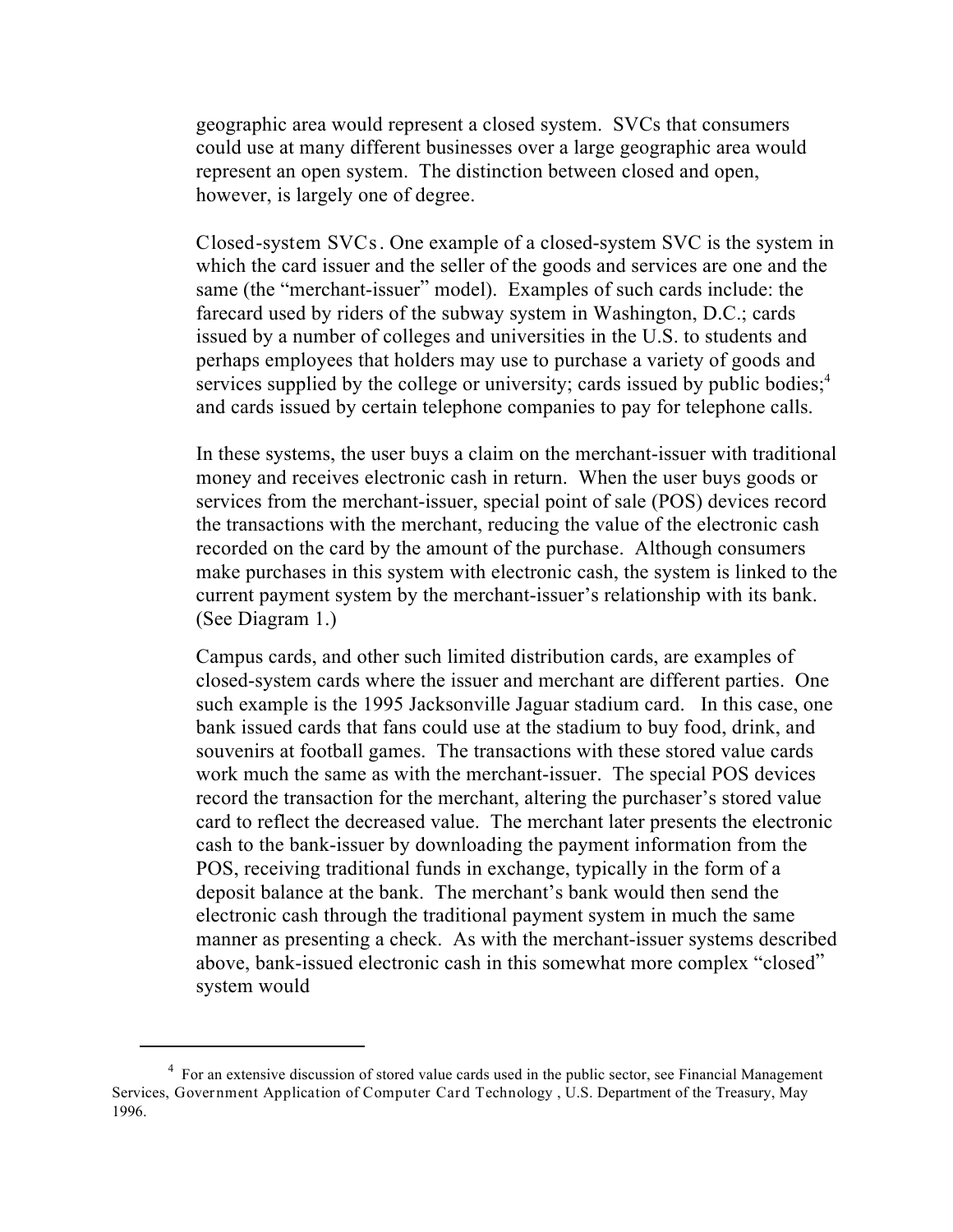geographic area would represent a closed system. SVCs that consumers could use at many different businesses over a large geographic area would represent an open system. The distinction between closed and open, however, is largely one of degree.

Closed-system SVCs. One example of a closed-system SVC is the system in which the card issuer and the seller of the goods and services are one and the same (the "merchant-issuer" model). Examples of such cards include: the farecard used by riders of the subway system in Washington, D.C.; cards issued by a number of colleges and universities in the U.S. to students and perhaps employees that holders may use to purchase a variety of goods and services supplied by the college or university; cards issued by public bodies;[4] and cards issued by certain telephone companies to pay for telephone calls.

In these systems, the user buys a claim on the merchant-issuer with traditional money and receives electronic cash in return. When the user buys goods or services from the merchant-issuer, special point of sale (POS) devices record the transactions with the merchant, reducing the value of the electronic cash recorded on the card by the amount of the purchase. Although consumers make purchases in this system with electronic cash, the system is linked to the current payment system by the merchant-issuer's relationship with its bank. (See Diagram 1.)

Campus cards, and other such limited distribution cards, are examples of closed-system cards where the issuer and merchant are different parties. One such example is the 1995 Jacksonville Jaguar stadium card. In this case, one bank issued cards that fans could use at the stadium to buy food, drink, and souvenirs at football games. The transactions with these stored value cards work much the same as with the merchant-issuer. The special POS devices record the transaction for the merchant, altering the purchaser's stored value card to reflect the decreased value. The merchant later presents the electronic cash to the bank-issuer by downloading the payment information from the POS, receiving traditional funds in exchange, typically in the form of a deposit balance at the bank. The merchant's bank would then send the electronic cash through the traditional payment system in much the same manner as presenting a check. As with the merchant-issuer systems described above, bank-issued electronic cash in this somewhat more complex "closed" system would

---

[4] For an extensive discussion of stored value cards used in the public sector, see Financial Management Services, Government Application of Computer Card Technology, U.S. Department of the Treasury, May 1996.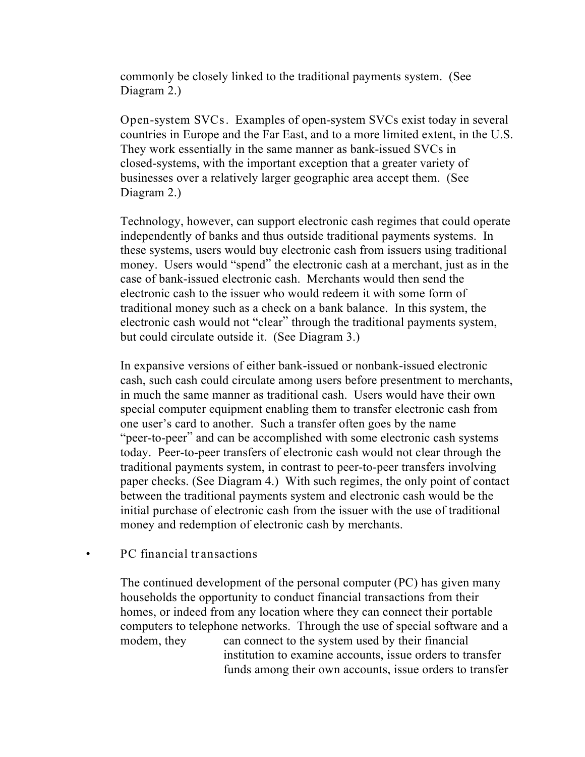commonly be closely linked to the traditional payments system. (See Diagram 2.)

Open-system SVCs. Examples of open-system SVCs exist today in several countries in Europe and the Far East, and to a more limited extent, in the U.S. They work essentially in the same manner as bank-issued SVCs in closed-systems, with the important exception that a greater variety of businesses over a relatively larger geographic area accept them. (See Diagram 2.)

Technology, however, can support electronic cash regimes that could operate independently of banks and thus outside traditional payments systems. In these systems, users would buy electronic cash from issuers using traditional money. Users would "spend" the electronic cash at a merchant, just as in the case of bank-issued electronic cash. Merchants would then send the electronic cash to the issuer who would redeem it with some form of traditional money such as a check on a bank balance. In this system, the electronic cash would not "clear" through the traditional payments system, but could circulate outside it. (See Diagram 3.)

In expansive versions of either bank-issued or nonbank-issued electronic cash, such cash could circulate among users before presentment to merchants, in much the same manner as traditional cash. Users would have their own special computer equipment enabling them to transfer electronic cash from one user's card to another. Such a transfer often goes by the name "peer-to-peer" and can be accomplished with some electronic cash systems today. Peer-to-peer transfers of electronic cash would not clear through the traditional payments system, in contrast to peer-to-peer transfers involving paper checks. (See Diagram 4.) With such regimes, the only point of contact between the traditional payments system and electronic cash would be the initial purchase of electronic cash from the issuer with the use of traditional money and redemption of electronic cash by merchants.

- PC financial transactions

The continued development of the personal computer (PC) has given many households the opportunity to conduct financial transactions from their homes, or indeed from any location where they can connect their portable computers to telephone networks. Through the use of special software and a modem, they can connect to the system used by their financial institution to examine accounts, issue orders to transfer funds among their own accounts, issue orders to transfer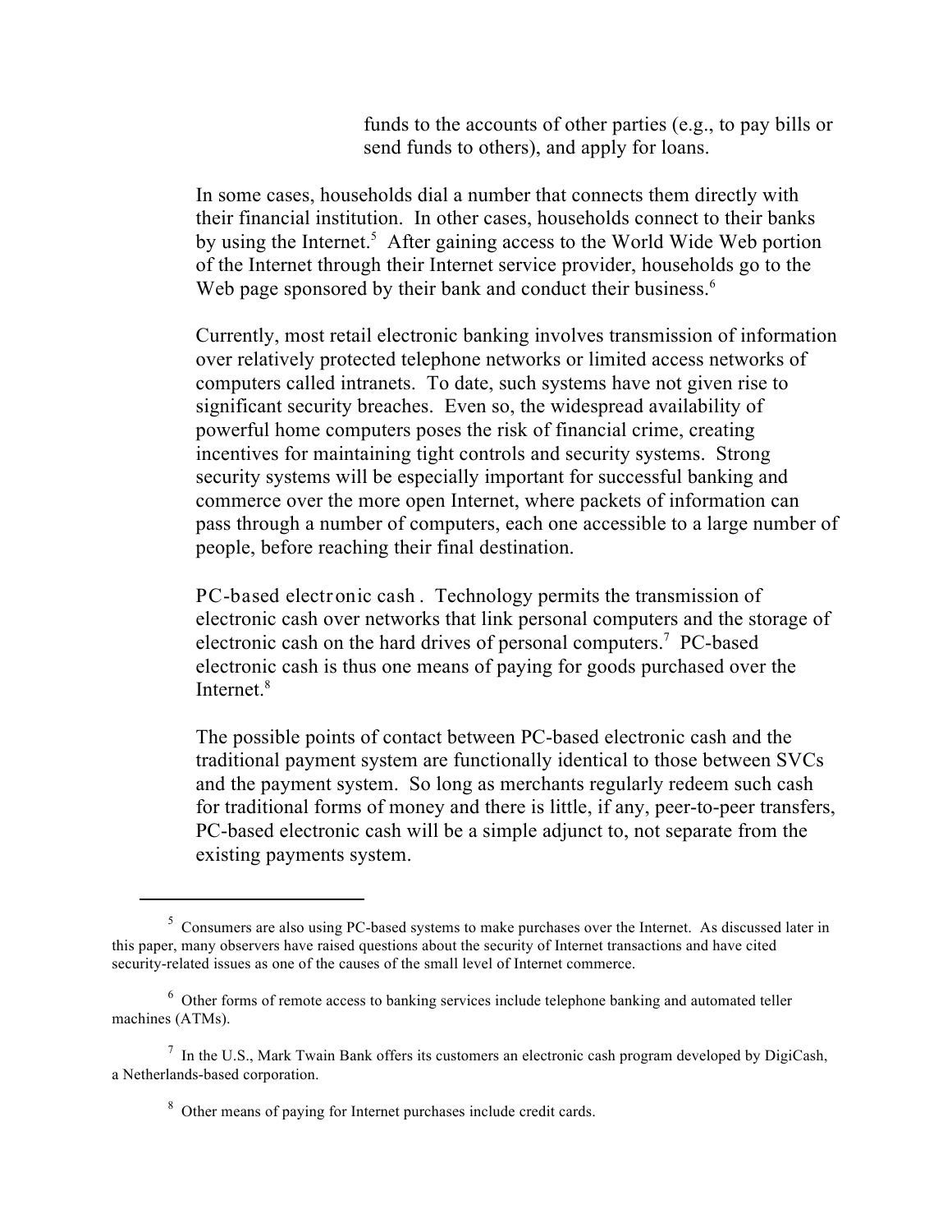funds to the accounts of other parties (e.g., to pay bills or send funds to others), and apply for loans.

In some cases, households dial a number that connects them directly with their financial institution. In other cases, households connect to their banks by using the Internet.[5] After gaining access to the World Wide Web portion of the Internet through their Internet service provider, households go to the Web page sponsored by their bank and conduct their business.[6]

Currently, most retail electronic banking involves transmission of information over relatively protected telephone networks or limited access networks of computers called intranets. To date, such systems have not given rise to significant security breaches. Even so, the widespread availability of powerful home computers poses the risk of financial crime, creating incentives for maintaining tight controls and security systems. Strong security systems will be especially important for successful banking and commerce over the more open Internet, where packets of information can pass through a number of computers, each one accessible to a large number of people, before reaching their final destination.

PC-based electronic cash. Technology permits the transmission of electronic cash over networks that link personal computers and the storage of electronic cash on the hard drives of personal computers.[7] PC-based electronic cash is thus one means of paying for goods purchased over the Internet.[8]

The possible points of contact between PC-based electronic cash and the traditional payment system are functionally identical to those between SVCs and the payment system. So long as merchants regularly redeem such cash for traditional forms of money and there is little, if any, peer-to-peer transfers, PC-based electronic cash will be a simple adjunct to, not separate from the existing payments system.

---

[5] Consumers are also using PC-based systems to make purchases over the Internet. As discussed later in this paper, many observers have raised questions about the security of Internet transactions and have cited security-related issues as one of the causes of the small level of Internet commerce.

[6] Other forms of remote access to banking services include telephone banking and automated teller machines (ATMs).

[7] In the U.S., Mark Twain Bank offers its customers an electronic cash program developed by DigiCash, a Netherlands-based corporation.

[8] Other means of paying for Internet purchases include credit cards.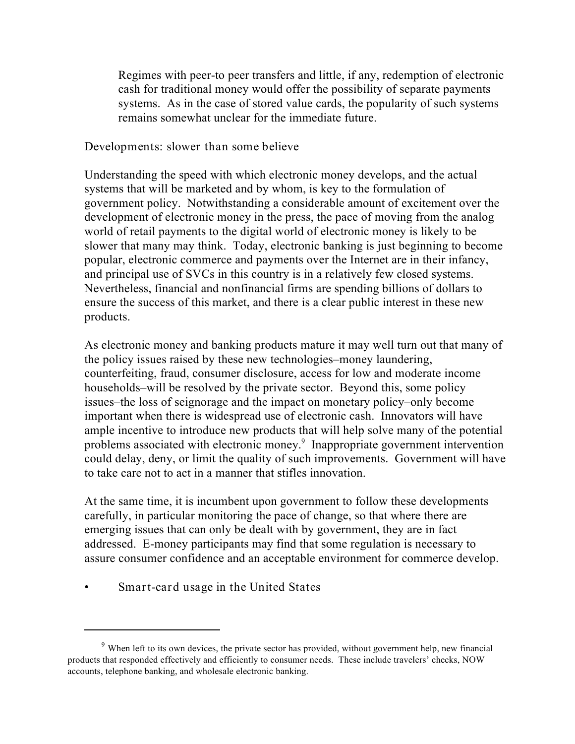Regimes with peer-to peer transfers and little, if any, redemption of electronic cash for traditional money would offer the possibility of separate payments systems. As in the case of stored value cards, the popularity of such systems remains somewhat unclear for the immediate future.

### Developments: slower than some believe

Understanding the speed with which electronic money develops, and the actual systems that will be marketed and by whom, is key to the formulation of government policy. Notwithstanding a considerable amount of excitement over the development of electronic money in the press, the pace of moving from the analog world of retail payments to the digital world of electronic money is likely to be slower that many may think. Today, electronic banking is just beginning to become popular, electronic commerce and payments over the Internet are in their infancy, and principal use of SVCs in this country is in a relatively few closed systems. Nevertheless, financial and nonfinancial firms are spending billions of dollars to ensure the success of this market, and there is a clear public interest in these new products.

As electronic money and banking products mature it may well turn out that many of the policy issues raised by these new technologies–money laundering, counterfeiting, fraud, consumer disclosure, access for low and moderate income households–will be resolved by the private sector. Beyond this, some policy issues–the loss of seignorage and the impact on monetary policy–only become important when there is widespread use of electronic cash. Innovators will have ample incentive to introduce new products that will help solve many of the potential problems associated with electronic money.[9] Inappropriate government intervention could delay, deny, or limit the quality of such improvements. Government will have to take care not to act in a manner that stifles innovation.

At the same time, it is incumbent upon government to follow these developments carefully, in particular monitoring the pace of change, so that where there are emerging issues that can only be dealt with by government, they are in fact addressed. E-money participants may find that some regulation is necessary to assure consumer confidence and an acceptable environment for commerce develop.

- Smart-card usage in the United States

---

[9] When left to its own devices, the private sector has provided, without government help, new financial products that responded effectively and efficiently to consumer needs. These include travelers' checks, NOW accounts, telephone banking, and wholesale electronic banking.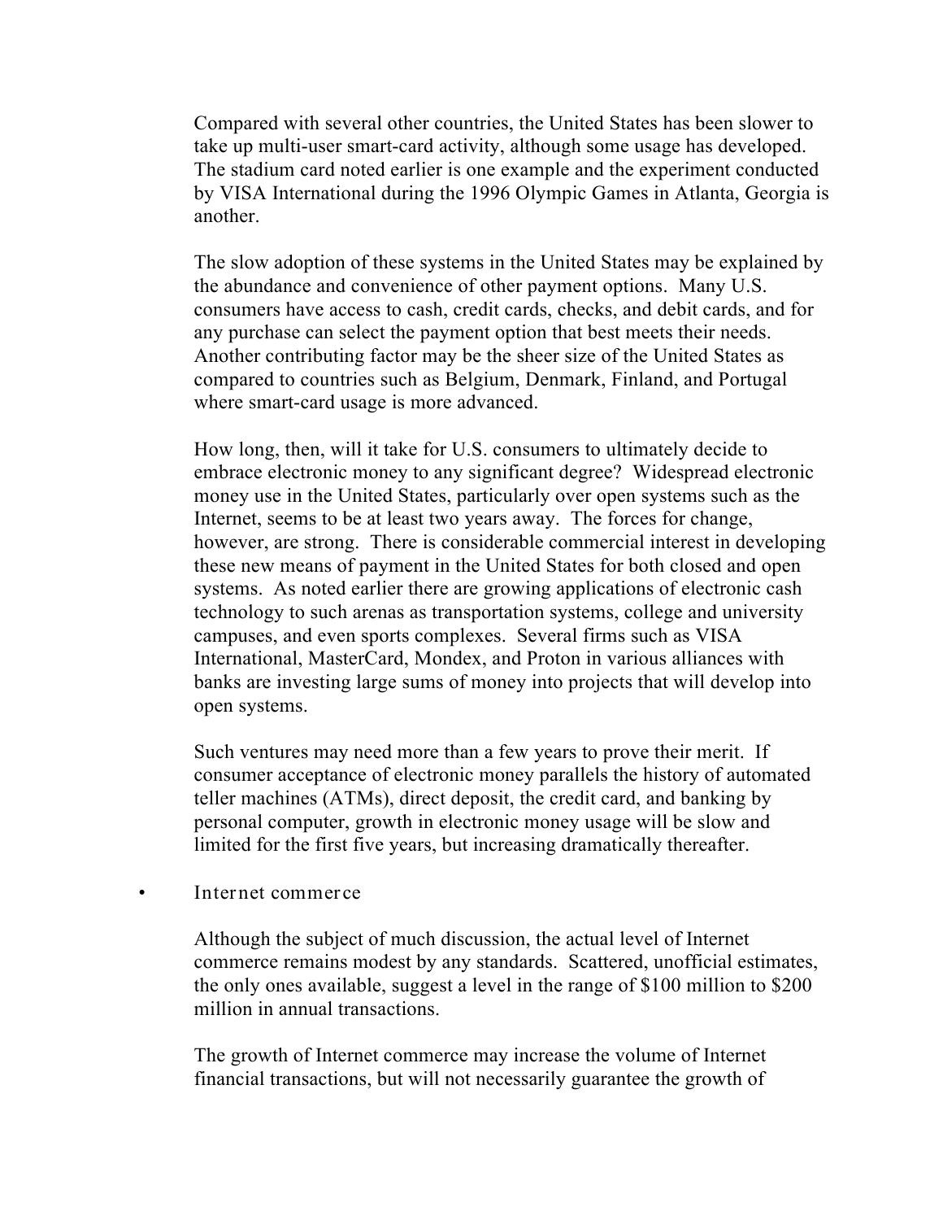Compared with several other countries, the United States has been slower to take up multi-user smart-card activity, although some usage has developed. The stadium card noted earlier is one example and the experiment conducted by VISA International during the 1996 Olympic Games in Atlanta, Georgia is another.

The slow adoption of these systems in the United States may be explained by the abundance and convenience of other payment options. Many U.S. consumers have access to cash, credit cards, checks, and debit cards, and for any purchase can select the payment option that best meets their needs. Another contributing factor may be the sheer size of the United States as compared to countries such as Belgium, Denmark, Finland, and Portugal where smart-card usage is more advanced.

How long, then, will it take for U.S. consumers to ultimately decide to embrace electronic money to any significant degree? Widespread electronic money use in the United States, particularly over open systems such as the Internet, seems to be at least two years away. The forces for change, however, are strong. There is considerable commercial interest in developing these new means of payment in the United States for both closed and open systems. As noted earlier there are growing applications of electronic cash technology to such arenas as transportation systems, college and university campuses, and even sports complexes. Several firms such as VISA International, MasterCard, Mondex, and Proton in various alliances with banks are investing large sums of money into projects that will develop into open systems.

Such ventures may need more than a few years to prove their merit. If consumer acceptance of electronic money parallels the history of automated teller machines (ATMs), direct deposit, the credit card, and banking by personal computer, growth in electronic money usage will be slow and limited for the first five years, but increasing dramatically thereafter.

- Internet commerce

  Although the subject of much discussion, the actual level of Internet commerce remains modest by any standards. Scattered, unofficial estimates, the only ones available, suggest a level in the range of $100 million to $200 million in annual transactions.

  The growth of Internet commerce may increase the volume of Internet financial transactions, but will not necessarily guarantee the growth of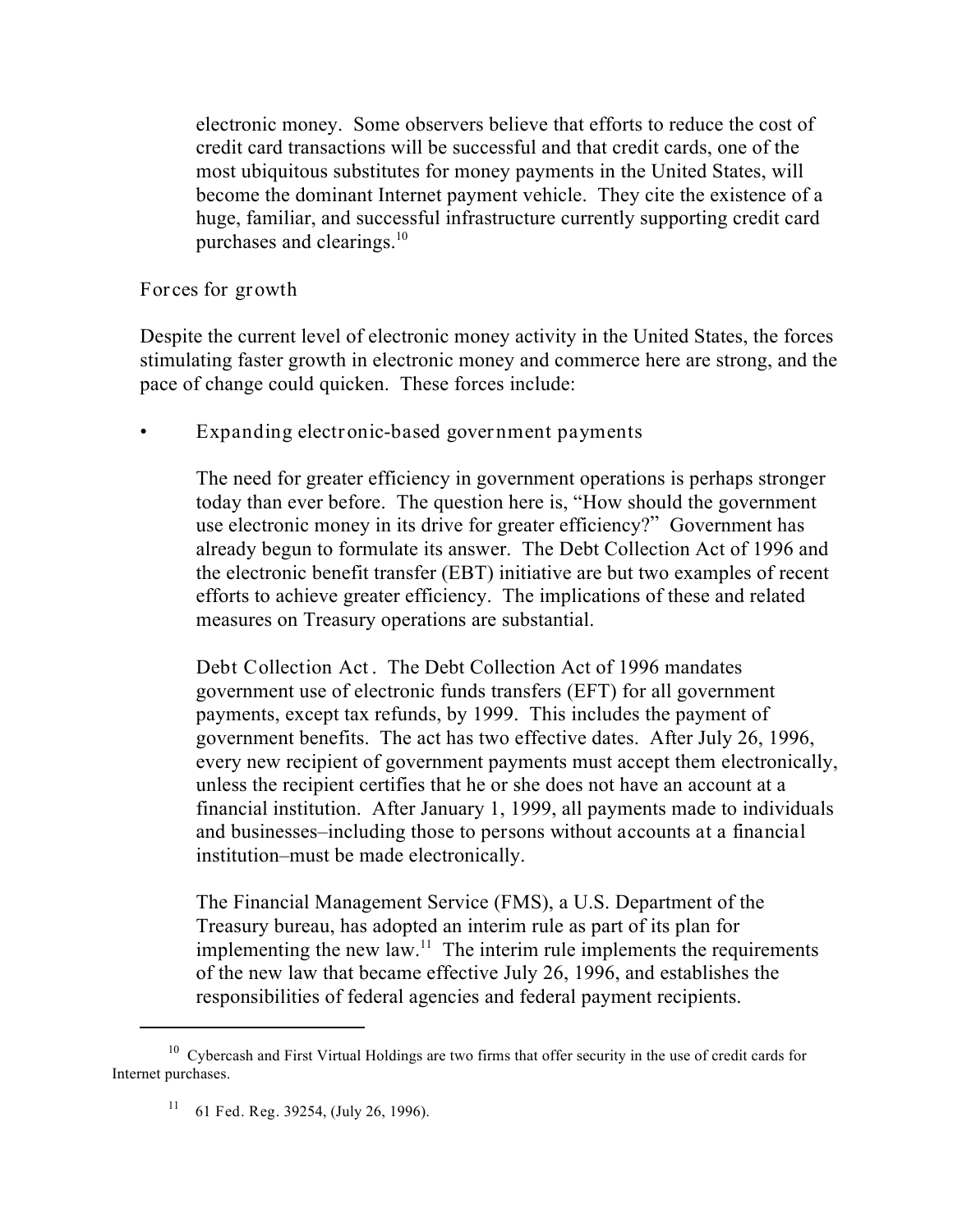electronic money. Some observers believe that efforts to reduce the cost of credit card transactions will be successful and that credit cards, one of the most ubiquitous substitutes for money payments in the United States, will become the dominant Internet payment vehicle. They cite the existence of a huge, familiar, and successful infrastructure currently supporting credit card purchases and clearings.[10]

### Forces for growth

Despite the current level of electronic money activity in the United States, the forces stimulating faster growth in electronic money and commerce here are strong, and the pace of change could quicken. These forces include:

- Expanding electronic-based government payments

  The need for greater efficiency in government operations is perhaps stronger today than ever before. The question here is, "How should the government use electronic money in its drive for greater efficiency?" Government has already begun to formulate its answer. The Debt Collection Act of 1996 and the electronic benefit transfer (EBT) initiative are but two examples of recent efforts to achieve greater efficiency. The implications of these and related measures on Treasury operations are substantial.

  Debt Collection Act. The Debt Collection Act of 1996 mandates government use of electronic funds transfers (EFT) for all government payments, except tax refunds, by 1999. This includes the payment of government benefits. The act has two effective dates. After July 26, 1996, every new recipient of government payments must accept them electronically, unless the recipient certifies that he or she does not have an account at a financial institution. After January 1, 1999, all payments made to individuals and businesses–including those to persons without accounts at a financial institution–must be made electronically.

  The Financial Management Service (FMS), a U.S. Department of the Treasury bureau, has adopted an interim rule as part of its plan for implementing the new law.[11] The interim rule implements the requirements of the new law that became effective July 26, 1996, and establishes the responsibilities of federal agencies and federal payment recipients.

---

[10] Cybercash and First Virtual Holdings are two firms that offer security in the use of credit cards for Internet purchases.

[11] 61 Fed. Reg. 39254, (July 26, 1996).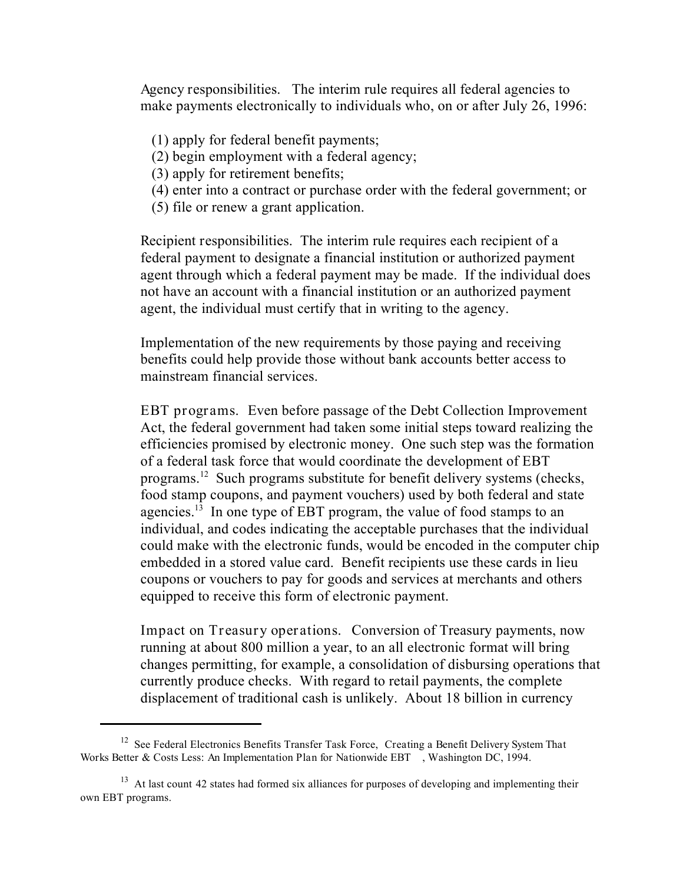Agency responsibilities. The interim rule requires all federal agencies to make payments electronically to individuals who, on or after July 26, 1996:

(1) apply for federal benefit payments;
(2) begin employment with a federal agency;
(3) apply for retirement benefits;
(4) enter into a contract or purchase order with the federal government; or
(5) file or renew a grant application.

Recipient responsibilities. The interim rule requires each recipient of a federal payment to designate a financial institution or authorized payment agent through which a federal payment may be made. If the individual does not have an account with a financial institution or an authorized payment agent, the individual must certify that in writing to the agency.

Implementation of the new requirements by those paying and receiving benefits could help provide those without bank accounts better access to mainstream financial services.

EBT programs. Even before passage of the Debt Collection Improvement Act, the federal government had taken some initial steps toward realizing the efficiencies promised by electronic money. One such step was the formation of a federal task force that would coordinate the development of EBT programs.[12] Such programs substitute for benefit delivery systems (checks, food stamp coupons, and payment vouchers) used by both federal and state agencies.[13] In one type of EBT program, the value of food stamps to an individual, and codes indicating the acceptable purchases that the individual could make with the electronic funds, would be encoded in the computer chip embedded in a stored value card. Benefit recipients use these cards in lieu coupons or vouchers to pay for goods and services at merchants and others equipped to receive this form of electronic payment.

Impact on Treasury operations. Conversion of Treasury payments, now running at about 800 million a year, to an all electronic format will bring changes permitting, for example, a consolidation of disbursing operations that currently produce checks. With regard to retail payments, the complete displacement of traditional cash is unlikely. About 18 billion in currency

---

[12] See Federal Electronics Benefits Transfer Task Force, *Creating a Benefit Delivery System That Works Better & Costs Less: An Implementation Plan for Nationwide EBT*, Washington DC, 1994.

[13] At last count 42 states had formed six alliances for purposes of developing and implementing their own EBT programs.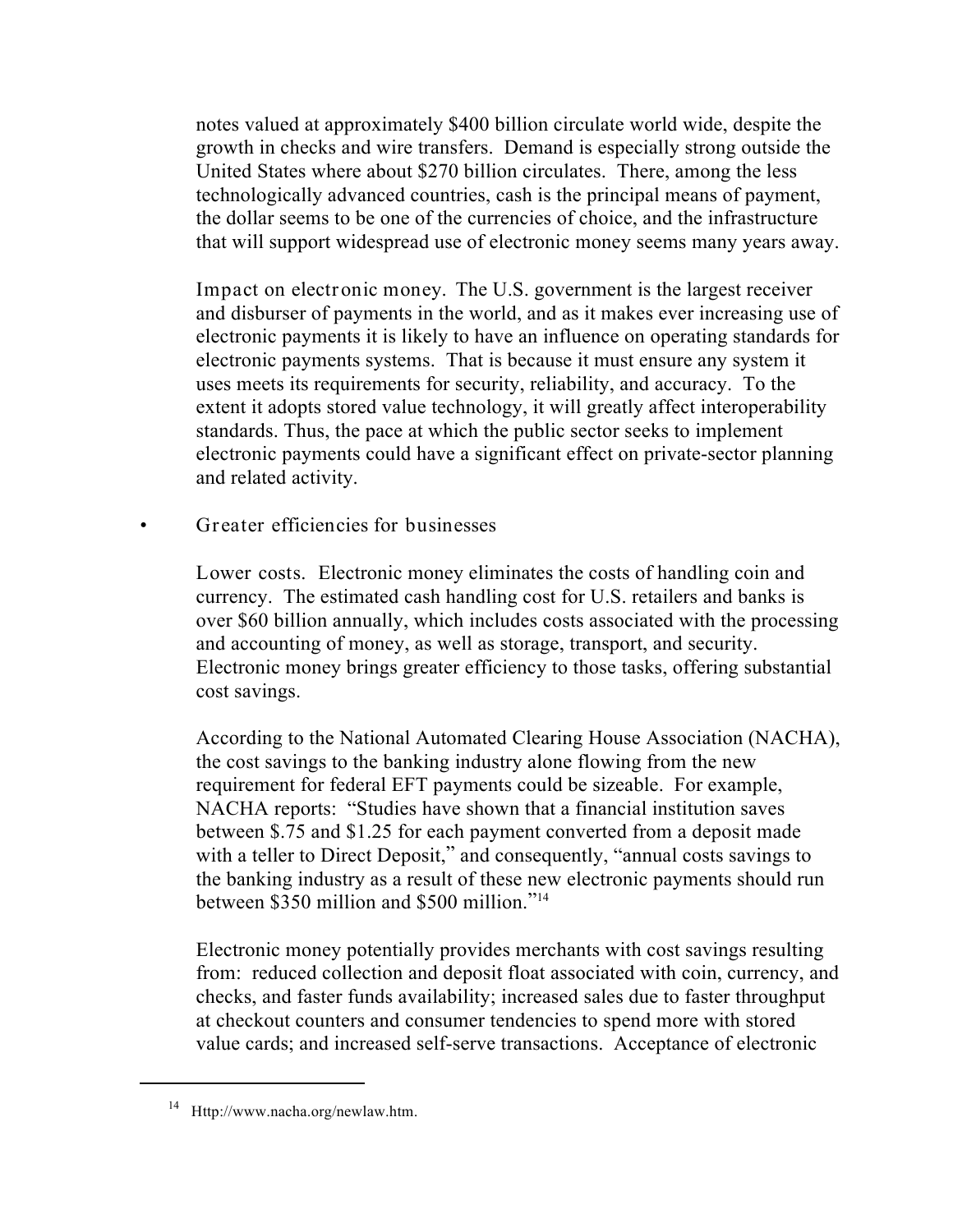notes valued at approximately $400 billion circulate world wide, despite the growth in checks and wire transfers. Demand is especially strong outside the United States where about $270 billion circulates. There, among the less technologically advanced countries, cash is the principal means of payment, the dollar seems to be one of the currencies of choice, and the infrastructure that will support widespread use of electronic money seems many years away.

Impact on electronic money. The U.S. government is the largest receiver and disburser of payments in the world, and as it makes ever increasing use of electronic payments it is likely to have an influence on operating standards for electronic payments systems. That is because it must ensure any system it uses meets its requirements for security, reliability, and accuracy. To the extent it adopts stored value technology, it will greatly affect interoperability standards. Thus, the pace at which the public sector seeks to implement electronic payments could have a significant effect on private-sector planning and related activity.

- Greater efficiencies for businesses

Lower costs. Electronic money eliminates the costs of handling coin and currency. The estimated cash handling cost for U.S. retailers and banks is over $60 billion annually, which includes costs associated with the processing and accounting of money, as well as storage, transport, and security. Electronic money brings greater efficiency to those tasks, offering substantial cost savings.

According to the National Automated Clearing House Association (NACHA), the cost savings to the banking industry alone flowing from the new requirement for federal EFT payments could be sizeable. For example, NACHA reports: "Studies have shown that a financial institution saves between $.75 and $1.25 for each payment converted from a deposit made with a teller to Direct Deposit," and consequently, "annual costs savings to the banking industry as a result of these new electronic payments should run between $350 million and $500 million."[14]

Electronic money potentially provides merchants with cost savings resulting from: reduced collection and deposit float associated with coin, currency, and checks, and faster funds availability; increased sales due to faster throughput at checkout counters and consumer tendencies to spend more with stored value cards; and increased self-serve transactions. Acceptance of electronic

---

[14] Http://www.nacha.org/newlaw.htm.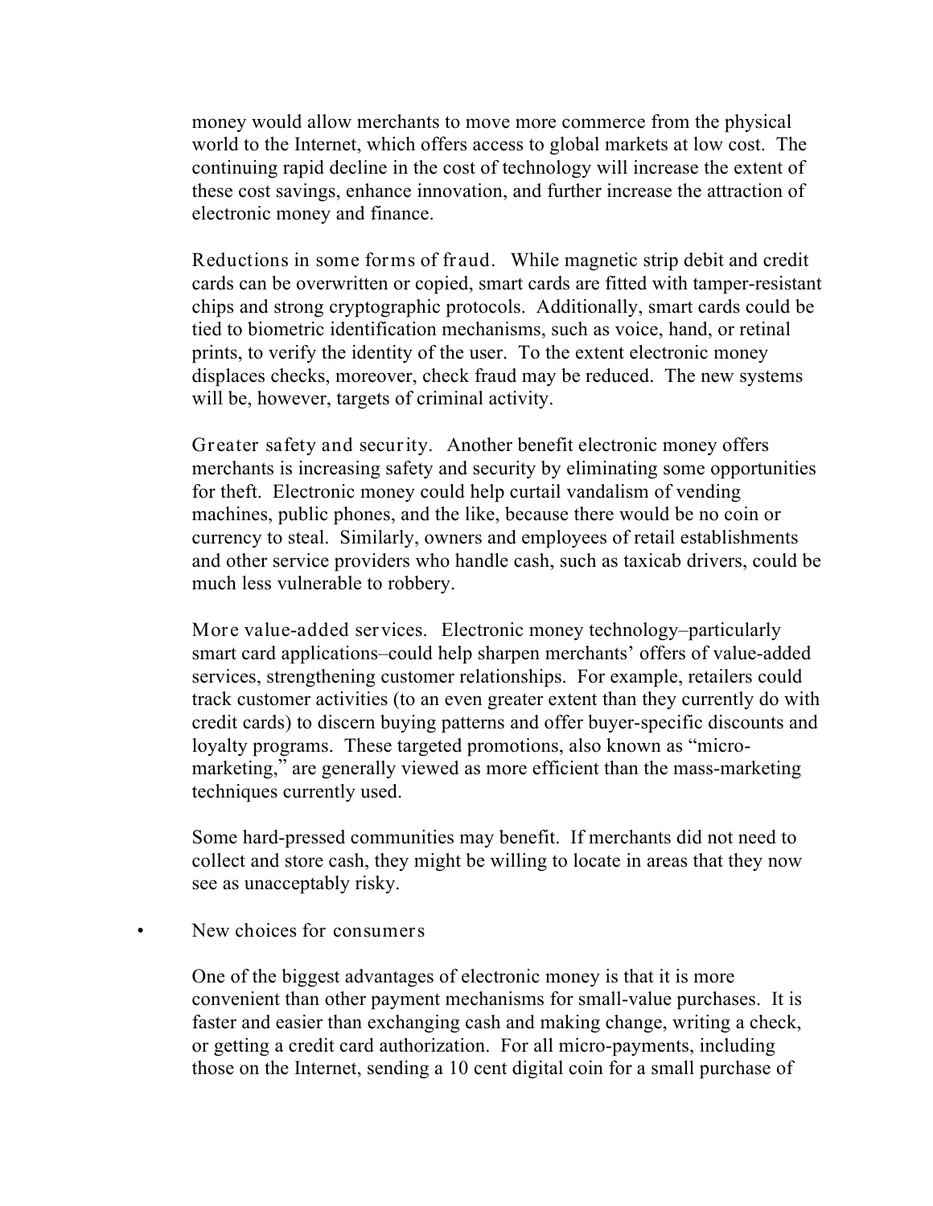money would allow merchants to move more commerce from the physical world to the Internet, which offers access to global markets at low cost. The continuing rapid decline in the cost of technology will increase the extent of these cost savings, enhance innovation, and further increase the attraction of electronic money and finance.

Reductions in some forms of fraud. While magnetic strip debit and credit cards can be overwritten or copied, smart cards are fitted with tamper-resistant chips and strong cryptographic protocols. Additionally, smart cards could be tied to biometric identification mechanisms, such as voice, hand, or retinal prints, to verify the identity of the user. To the extent electronic money displaces checks, moreover, check fraud may be reduced. The new systems will be, however, targets of criminal activity.

Greater safety and security. Another benefit electronic money offers merchants is increasing safety and security by eliminating some opportunities for theft. Electronic money could help curtail vandalism of vending machines, public phones, and the like, because there would be no coin or currency to steal. Similarly, owners and employees of retail establishments and other service providers who handle cash, such as taxicab drivers, could be much less vulnerable to robbery.

More value-added services. Electronic money technology–particularly smart card applications–could help sharpen merchants' offers of value-added services, strengthening customer relationships. For example, retailers could track customer activities (to an even greater extent than they currently do with credit cards) to discern buying patterns and offer buyer-specific discounts and loyalty programs. These targeted promotions, also known as "micro-marketing," are generally viewed as more efficient than the mass-marketing techniques currently used.

Some hard-pressed communities may benefit. If merchants did not need to collect and store cash, they might be willing to locate in areas that they now see as unacceptably risky.

- New choices for consumers

One of the biggest advantages of electronic money is that it is more convenient than other payment mechanisms for small-value purchases. It is faster and easier than exchanging cash and making change, writing a check, or getting a credit card authorization. For all micro-payments, including those on the Internet, sending a 10 cent digital coin for a small purchase of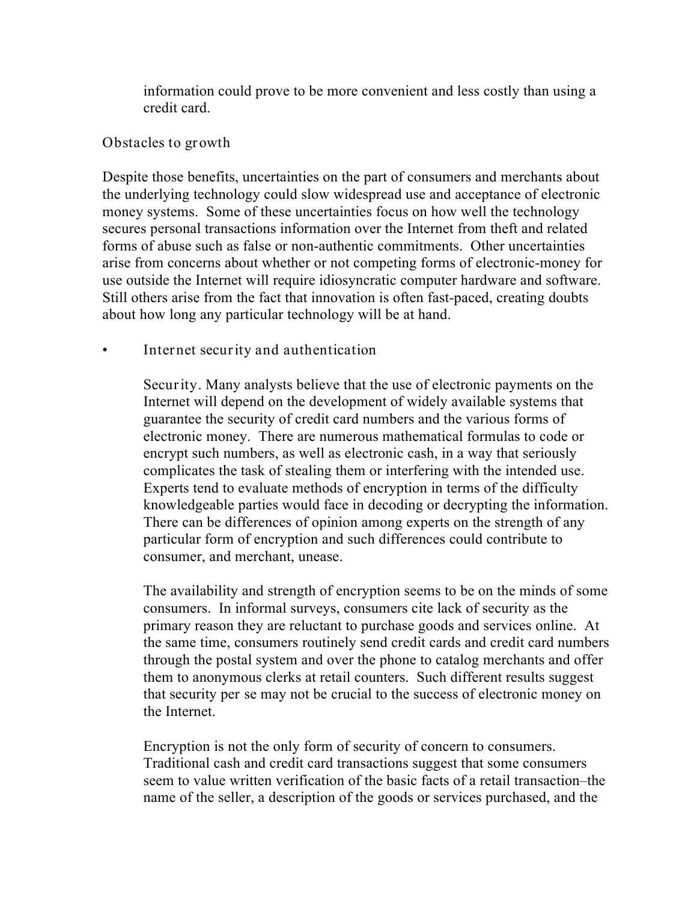information could prove to be more convenient and less costly than using a credit card.

## Obstacles to growth

Despite those benefits, uncertainties on the part of consumers and merchants about the underlying technology could slow widespread use and acceptance of electronic money systems. Some of these uncertainties focus on how well the technology secures personal transactions information over the Internet from theft and related forms of abuse such as false or non-authentic commitments. Other uncertainties arise from concerns about whether or not competing forms of electronic-money for use outside the Internet will require idiosyncratic computer hardware and software. Still others arise from the fact that innovation is often fast-paced, creating doubts about how long any particular technology will be at hand.

- Internet security and authentication

  Security. Many analysts believe that the use of electronic payments on the Internet will depend on the development of widely available systems that guarantee the security of credit card numbers and the various forms of electronic money. There are numerous mathematical formulas to code or encrypt such numbers, as well as electronic cash, in a way that seriously complicates the task of stealing them or interfering with the intended use. Experts tend to evaluate methods of encryption in terms of the difficulty knowledgeable parties would face in decoding or decrypting the information. There can be differences of opinion among experts on the strength of any particular form of encryption and such differences could contribute to consumer, and merchant, unease.

  The availability and strength of encryption seems to be on the minds of some consumers. In informal surveys, consumers cite lack of security as the primary reason they are reluctant to purchase goods and services online. At the same time, consumers routinely send credit cards and credit card numbers through the postal system and over the phone to catalog merchants and offer them to anonymous clerks at retail counters. Such different results suggest that security per se may not be crucial to the success of electronic money on the Internet.

  Encryption is not the only form of security of concern to consumers. Traditional cash and credit card transactions suggest that some consumers seem to value written verification of the basic facts of a retail transaction–the name of the seller, a description of the goods or services purchased, and the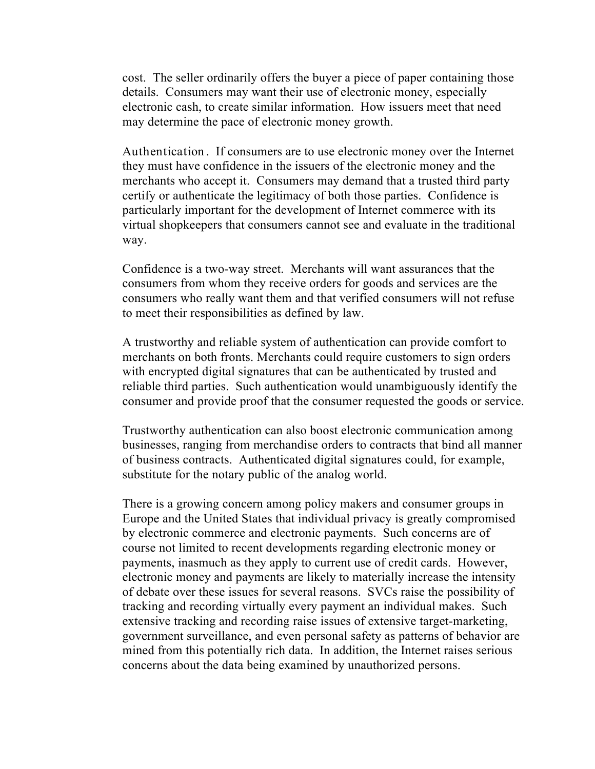cost.  The seller ordinarily offers the buyer a piece of paper containing those details.  Consumers may want their use of electronic money, especially electronic cash, to create similar information.  How issuers meet that need may determine the pace of electronic money growth.

Authentication.  If consumers are to use electronic money over the Internet they must have confidence in the issuers of the electronic money and the merchants who accept it.  Consumers may demand that a trusted third party certify or authenticate the legitimacy of both those parties.  Confidence is particularly important for the development of Internet commerce with its virtual shopkeepers that consumers cannot see and evaluate in the traditional way.

Confidence is a two-way street.  Merchants will want assurances that the consumers from whom they receive orders for goods and services are the consumers who really want them and that verified consumers will not refuse to meet their responsibilities as defined by law.

A trustworthy and reliable system of authentication can provide comfort to merchants on both fronts. Merchants could require customers to sign orders with encrypted digital signatures that can be authenticated by trusted and reliable third parties.  Such authentication would unambiguously identify the consumer and provide proof that the consumer requested the goods or service.

Trustworthy authentication can also boost electronic communication among businesses, ranging from merchandise orders to contracts that bind all manner of business contracts.  Authenticated digital signatures could, for example, substitute for the notary public of the analog world.

There is a growing concern among policy makers and consumer groups in Europe and the United States that individual privacy is greatly compromised by electronic commerce and electronic payments.  Such concerns are of course not limited to recent developments regarding electronic money or payments, inasmuch as they apply to current use of credit cards.  However, electronic money and payments are likely to materially increase the intensity of debate over these issues for several reasons.  SVCs raise the possibility of tracking and recording virtually every payment an individual makes.  Such extensive tracking and recording raise issues of extensive target-marketing, government surveillance, and even personal safety as patterns of behavior are mined from this potentially rich data.  In addition, the Internet raises serious concerns about the data being examined by unauthorized persons.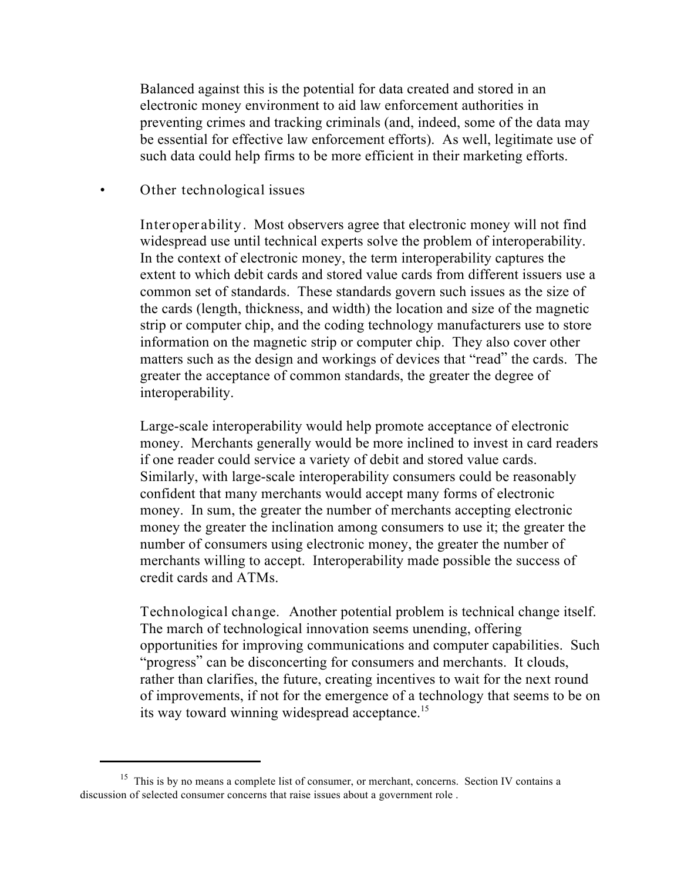Balanced against this is the potential for data created and stored in an electronic money environment to aid law enforcement authorities in preventing crimes and tracking criminals (and, indeed, some of the data may be essential for effective law enforcement efforts). As well, legitimate use of such data could help firms to be more efficient in their marketing efforts.

- Other technological issues

  Interoperability. Most observers agree that electronic money will not find widespread use until technical experts solve the problem of interoperability. In the context of electronic money, the term interoperability captures the extent to which debit cards and stored value cards from different issuers use a common set of standards. These standards govern such issues as the size of the cards (length, thickness, and width) the location and size of the magnetic strip or computer chip, and the coding technology manufacturers use to store information on the magnetic strip or computer chip. They also cover other matters such as the design and workings of devices that "read" the cards. The greater the acceptance of common standards, the greater the degree of interoperability.

  Large-scale interoperability would help promote acceptance of electronic money. Merchants generally would be more inclined to invest in card readers if one reader could service a variety of debit and stored value cards. Similarly, with large-scale interoperability consumers could be reasonably confident that many merchants would accept many forms of electronic money. In sum, the greater the number of merchants accepting electronic money the greater the inclination among consumers to use it; the greater the number of consumers using electronic money, the greater the number of merchants willing to accept. Interoperability made possible the success of credit cards and ATMs.

  Technological change. Another potential problem is technical change itself. The march of technological innovation seems unending, offering opportunities for improving communications and computer capabilities. Such "progress" can be disconcerting for consumers and merchants. It clouds, rather than clarifies, the future, creating incentives to wait for the next round of improvements, if not for the emergence of a technology that seems to be on its way toward winning widespread acceptance.[15]

---

[15] This is by no means a complete list of consumer, or merchant, concerns. Section IV contains a discussion of selected consumer concerns that raise issues about a government role .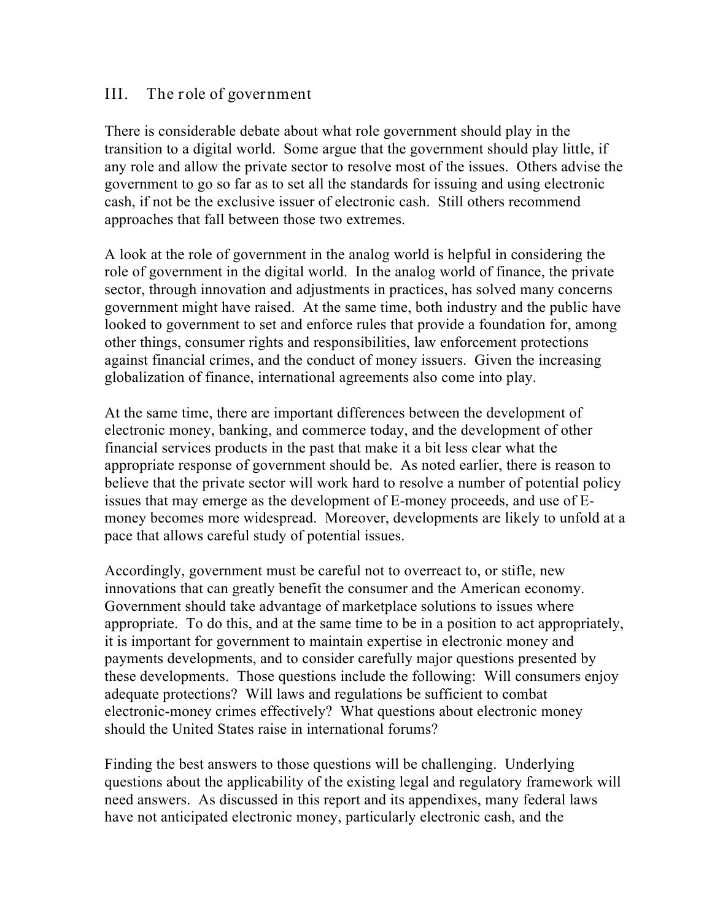## III. The role of government

There is considerable debate about what role government should play in the transition to a digital world. Some argue that the government should play little, if any role and allow the private sector to resolve most of the issues. Others advise the government to go so far as to set all the standards for issuing and using electronic cash, if not be the exclusive issuer of electronic cash. Still others recommend approaches that fall between those two extremes.

A look at the role of government in the analog world is helpful in considering the role of government in the digital world. In the analog world of finance, the private sector, through innovation and adjustments in practices, has solved many concerns government might have raised. At the same time, both industry and the public have looked to government to set and enforce rules that provide a foundation for, among other things, consumer rights and responsibilities, law enforcement protections against financial crimes, and the conduct of money issuers. Given the increasing globalization of finance, international agreements also come into play.

At the same time, there are important differences between the development of electronic money, banking, and commerce today, and the development of other financial services products in the past that make it a bit less clear what the appropriate response of government should be. As noted earlier, there is reason to believe that the private sector will work hard to resolve a number of potential policy issues that may emerge as the development of E-money proceeds, and use of E-money becomes more widespread. Moreover, developments are likely to unfold at a pace that allows careful study of potential issues.

Accordingly, government must be careful not to overreact to, or stifle, new innovations that can greatly benefit the consumer and the American economy. Government should take advantage of marketplace solutions to issues where appropriate. To do this, and at the same time to be in a position to act appropriately, it is important for government to maintain expertise in electronic money and payments developments, and to consider carefully major questions presented by these developments. Those questions include the following: Will consumers enjoy adequate protections? Will laws and regulations be sufficient to combat electronic-money crimes effectively? What questions about electronic money should the United States raise in international forums?

Finding the best answers to those questions will be challenging. Underlying questions about the applicability of the existing legal and regulatory framework will need answers. As discussed in this report and its appendixes, many federal laws have not anticipated electronic money, particularly electronic cash, and the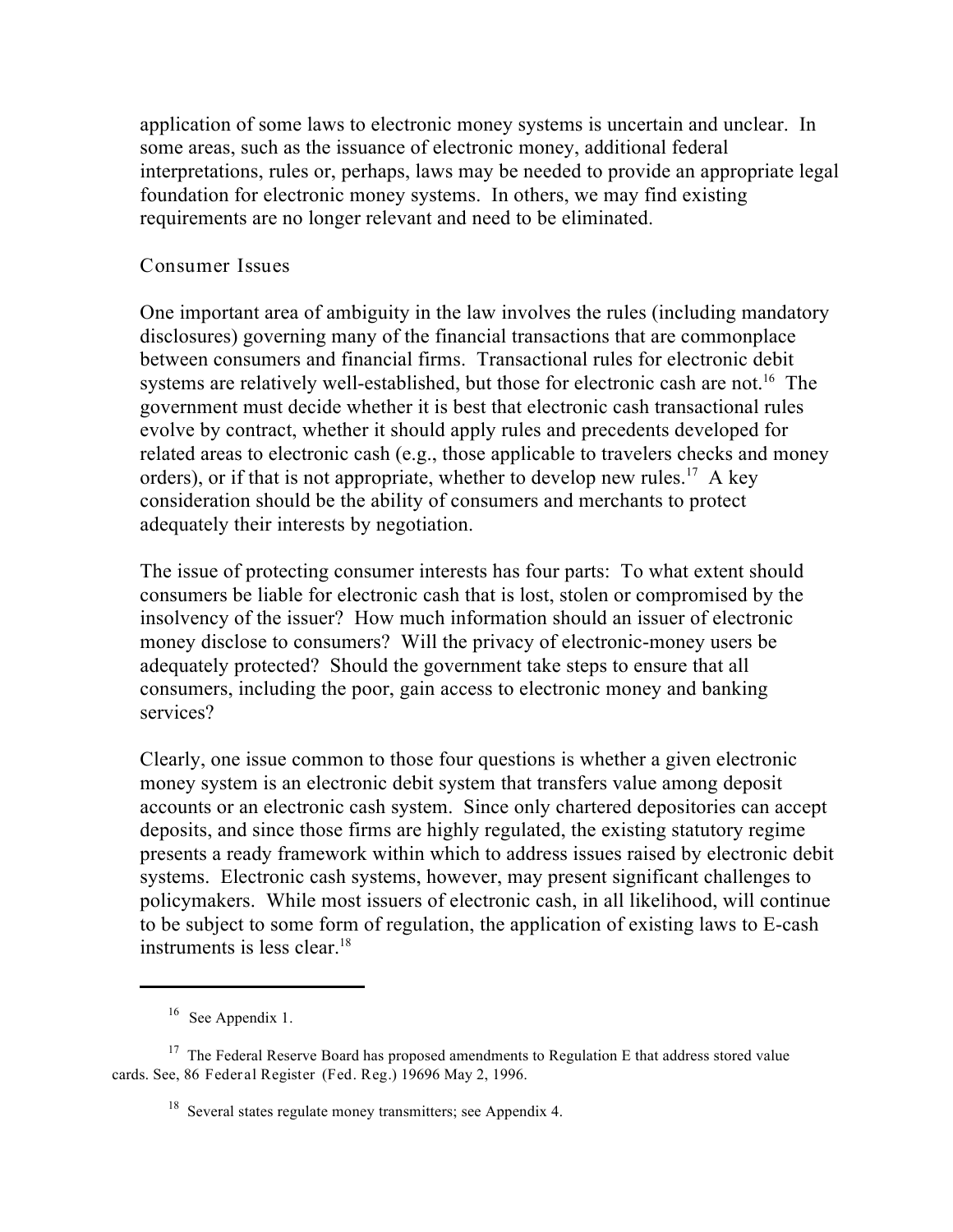application of some laws to electronic money systems is uncertain and unclear. In some areas, such as the issuance of electronic money, additional federal interpretations, rules or, perhaps, laws may be needed to provide an appropriate legal foundation for electronic money systems. In others, we may find existing requirements are no longer relevant and need to be eliminated.

### Consumer Issues

One important area of ambiguity in the law involves the rules (including mandatory disclosures) governing many of the financial transactions that are commonplace between consumers and financial firms. Transactional rules for electronic debit systems are relatively well-established, but those for electronic cash are not.[16] The government must decide whether it is best that electronic cash transactional rules evolve by contract, whether it should apply rules and precedents developed for related areas to electronic cash (e.g., those applicable to travelers checks and money orders), or if that is not appropriate, whether to develop new rules.[17] A key consideration should be the ability of consumers and merchants to protect adequately their interests by negotiation.

The issue of protecting consumer interests has four parts: To what extent should consumers be liable for electronic cash that is lost, stolen or compromised by the insolvency of the issuer? How much information should an issuer of electronic money disclose to consumers? Will the privacy of electronic-money users be adequately protected? Should the government take steps to ensure that all consumers, including the poor, gain access to electronic money and banking services?

Clearly, one issue common to those four questions is whether a given electronic money system is an electronic debit system that transfers value among deposit accounts or an electronic cash system. Since only chartered depositories can accept deposits, and since those firms are highly regulated, the existing statutory regime presents a ready framework within which to address issues raised by electronic debit systems. Electronic cash systems, however, may present significant challenges to policymakers. While most issuers of electronic cash, in all likelihood, will continue to be subject to some form of regulation, the application of existing laws to E-cash instruments is less clear.[18]

---

[16] See Appendix 1.

[17] The Federal Reserve Board has proposed amendments to Regulation E that address stored value cards. See, 86 Federal Register (Fed. Reg.) 19696 May 2, 1996.

[18] Several states regulate money transmitters; see Appendix 4.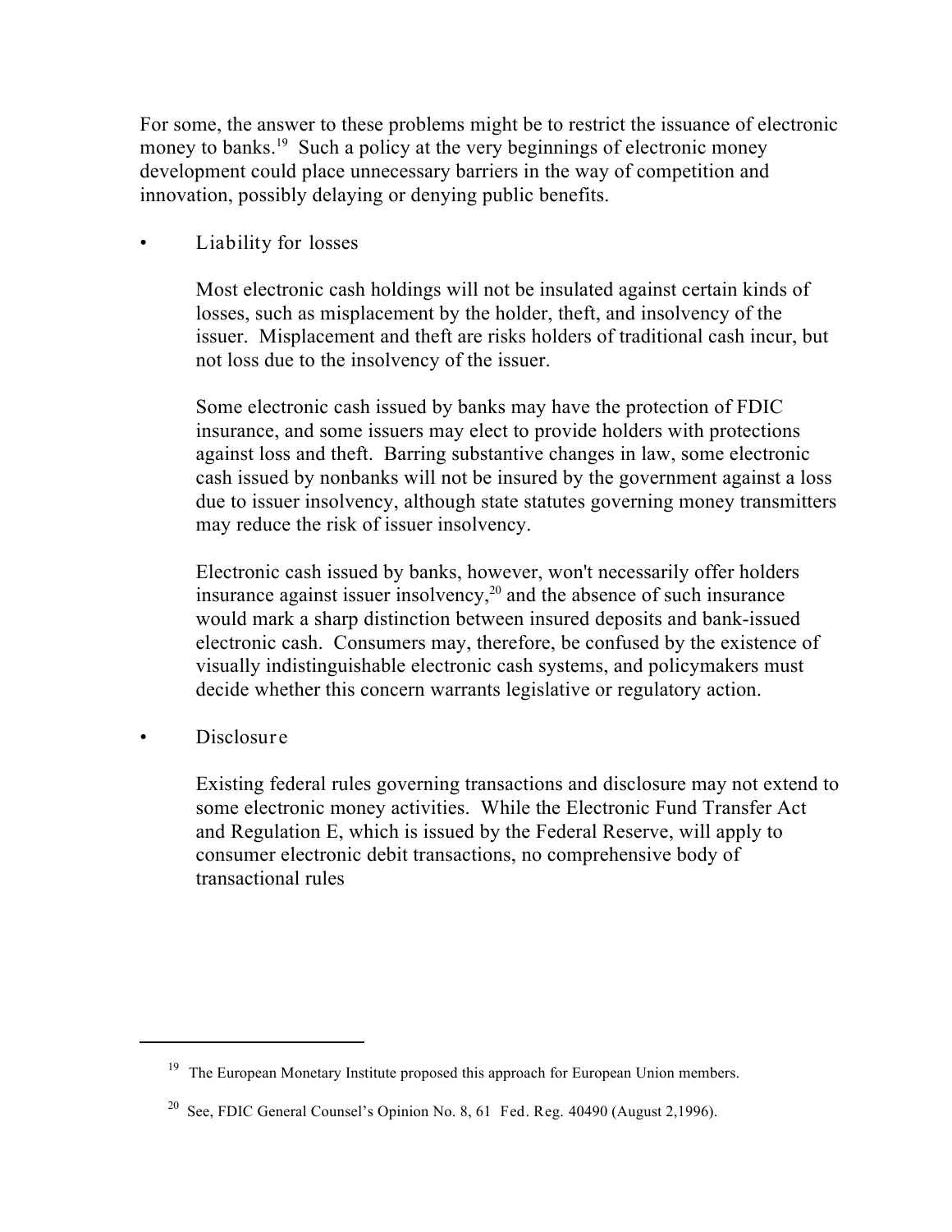For some, the answer to these problems might be to restrict the issuance of electronic money to banks.[19] Such a policy at the very beginnings of electronic money development could place unnecessary barriers in the way of competition and innovation, possibly delaying or denying public benefits.

- Liability for losses

  Most electronic cash holdings will not be insulated against certain kinds of losses, such as misplacement by the holder, theft, and insolvency of the issuer. Misplacement and theft are risks holders of traditional cash incur, but not loss due to the insolvency of the issuer.

  Some electronic cash issued by banks may have the protection of FDIC insurance, and some issuers may elect to provide holders with protections against loss and theft. Barring substantive changes in law, some electronic cash issued by nonbanks will not be insured by the government against a loss due to issuer insolvency, although state statutes governing money transmitters may reduce the risk of issuer insolvency.

  Electronic cash issued by banks, however, won't necessarily offer holders insurance against issuer insolvency,[20] and the absence of such insurance would mark a sharp distinction between insured deposits and bank-issued electronic cash. Consumers may, therefore, be confused by the existence of visually indistinguishable electronic cash systems, and policymakers must decide whether this concern warrants legislative or regulatory action.

- Disclosure

  Existing federal rules governing transactions and disclosure may not extend to some electronic money activities. While the Electronic Fund Transfer Act and Regulation E, which is issued by the Federal Reserve, will apply to consumer electronic debit transactions, no comprehensive body of transactional rules

---

[19] The European Monetary Institute proposed this approach for European Union members.

[20] See, FDIC General Counsel's Opinion No. 8, 61 Fed. Reg. 40490 (August 2,1996).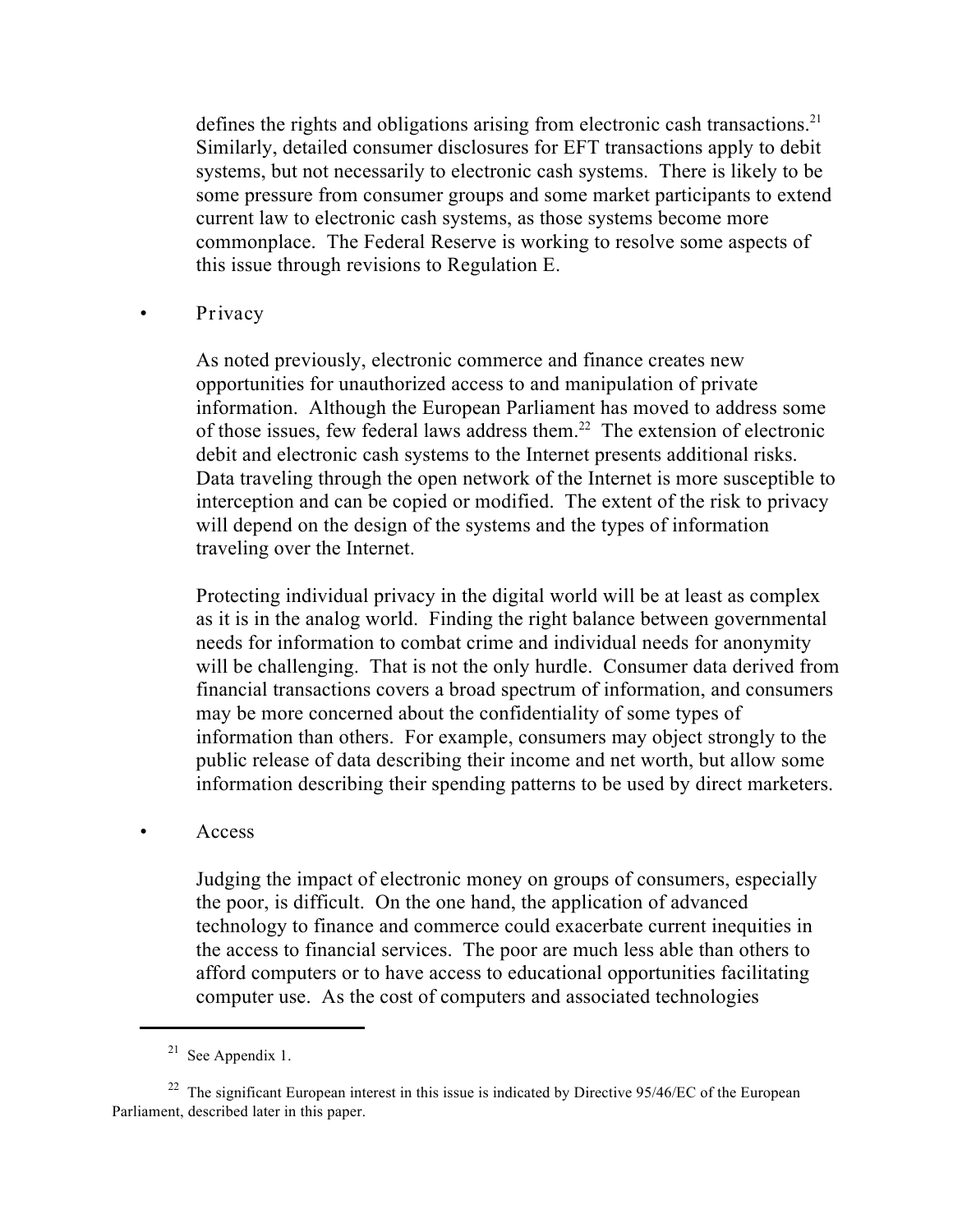defines the rights and obligations arising from electronic cash transactions.[21] Similarly, detailed consumer disclosures for EFT transactions apply to debit systems, but not necessarily to electronic cash systems. There is likely to be some pressure from consumer groups and some market participants to extend current law to electronic cash systems, as those systems become more commonplace. The Federal Reserve is working to resolve some aspects of this issue through revisions to Regulation E.

- Privacy

  As noted previously, electronic commerce and finance creates new opportunities for unauthorized access to and manipulation of private information. Although the European Parliament has moved to address some of those issues, few federal laws address them.[22] The extension of electronic debit and electronic cash systems to the Internet presents additional risks. Data traveling through the open network of the Internet is more susceptible to interception and can be copied or modified. The extent of the risk to privacy will depend on the design of the systems and the types of information traveling over the Internet.

  Protecting individual privacy in the digital world will be at least as complex as it is in the analog world. Finding the right balance between governmental needs for information to combat crime and individual needs for anonymity will be challenging. That is not the only hurdle. Consumer data derived from financial transactions covers a broad spectrum of information, and consumers may be more concerned about the confidentiality of some types of information than others. For example, consumers may object strongly to the public release of data describing their income and net worth, but allow some information describing their spending patterns to be used by direct marketers.

- Access

  Judging the impact of electronic money on groups of consumers, especially the poor, is difficult. On the one hand, the application of advanced technology to finance and commerce could exacerbate current inequities in the access to financial services. The poor are much less able than others to afford computers or to have access to educational opportunities facilitating computer use. As the cost of computers and associated technologies

---

[21] See Appendix 1.

[22] The significant European interest in this issue is indicated by Directive 95/46/EC of the European Parliament, described later in this paper.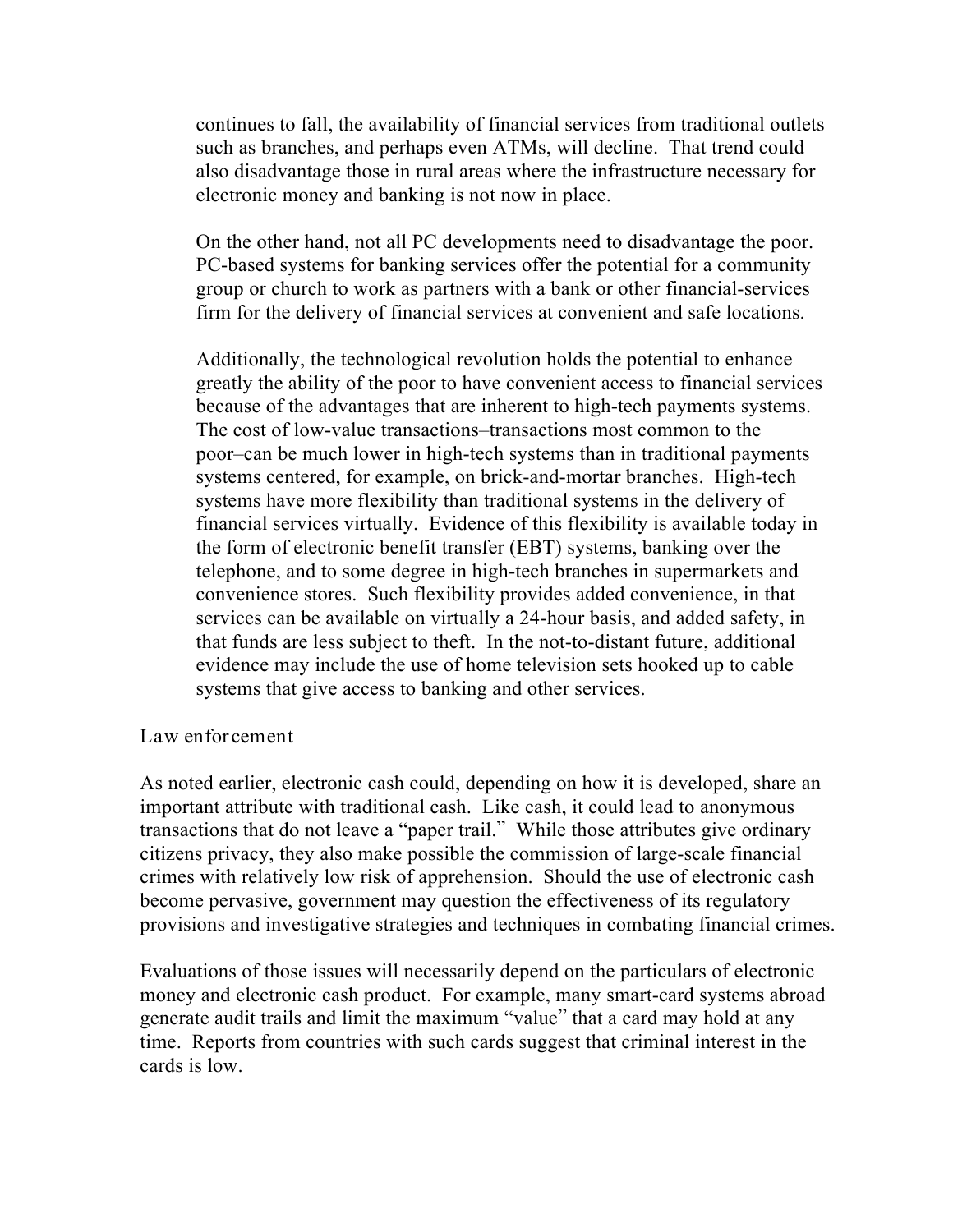continues to fall, the availability of financial services from traditional outlets such as branches, and perhaps even ATMs, will decline. That trend could also disadvantage those in rural areas where the infrastructure necessary for electronic money and banking is not now in place.

On the other hand, not all PC developments need to disadvantage the poor. PC-based systems for banking services offer the potential for a community group or church to work as partners with a bank or other financial-services firm for the delivery of financial services at convenient and safe locations.

Additionally, the technological revolution holds the potential to enhance greatly the ability of the poor to have convenient access to financial services because of the advantages that are inherent to high-tech payments systems. The cost of low-value transactions–transactions most common to the poor–can be much lower in high-tech systems than in traditional payments systems centered, for example, on brick-and-mortar branches. High-tech systems have more flexibility than traditional systems in the delivery of financial services virtually. Evidence of this flexibility is available today in the form of electronic benefit transfer (EBT) systems, banking over the telephone, and to some degree in high-tech branches in supermarkets and convenience stores. Such flexibility provides added convenience, in that services can be available on virtually a 24-hour basis, and added safety, in that funds are less subject to theft. In the not-to-distant future, additional evidence may include the use of home television sets hooked up to cable systems that give access to banking and other services.

Law enforcement

As noted earlier, electronic cash could, depending on how it is developed, share an important attribute with traditional cash. Like cash, it could lead to anonymous transactions that do not leave a "paper trail." While those attributes give ordinary citizens privacy, they also make possible the commission of large-scale financial crimes with relatively low risk of apprehension. Should the use of electronic cash become pervasive, government may question the effectiveness of its regulatory provisions and investigative strategies and techniques in combating financial crimes.

Evaluations of those issues will necessarily depend on the particulars of electronic money and electronic cash product. For example, many smart-card systems abroad generate audit trails and limit the maximum "value" that a card may hold at any time. Reports from countries with such cards suggest that criminal interest in the cards is low.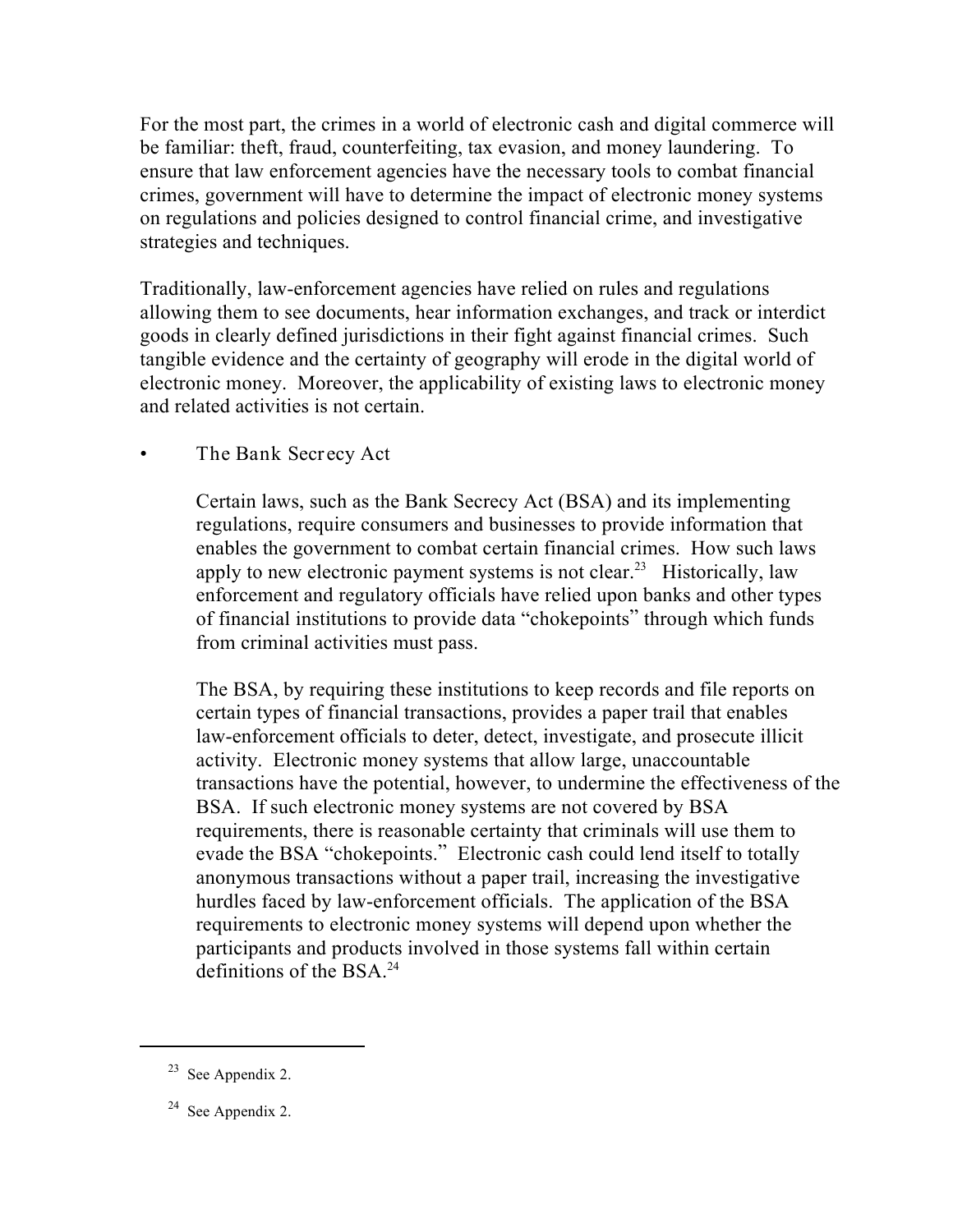For the most part, the crimes in a world of electronic cash and digital commerce will be familiar: theft, fraud, counterfeiting, tax evasion, and money laundering. To ensure that law enforcement agencies have the necessary tools to combat financial crimes, government will have to determine the impact of electronic money systems on regulations and policies designed to control financial crime, and investigative strategies and techniques.

Traditionally, law-enforcement agencies have relied on rules and regulations allowing them to see documents, hear information exchanges, and track or interdict goods in clearly defined jurisdictions in their fight against financial crimes. Such tangible evidence and the certainty of geography will erode in the digital world of electronic money. Moreover, the applicability of existing laws to electronic money and related activities is not certain.

- The Bank Secrecy Act

  Certain laws, such as the Bank Secrecy Act (BSA) and its implementing regulations, require consumers and businesses to provide information that enables the government to combat certain financial crimes. How such laws apply to new electronic payment systems is not clear.[23] Historically, law enforcement and regulatory officials have relied upon banks and other types of financial institutions to provide data "chokepoints" through which funds from criminal activities must pass.

  The BSA, by requiring these institutions to keep records and file reports on certain types of financial transactions, provides a paper trail that enables law-enforcement officials to deter, detect, investigate, and prosecute illicit activity. Electronic money systems that allow large, unaccountable transactions have the potential, however, to undermine the effectiveness of the BSA. If such electronic money systems are not covered by BSA requirements, there is reasonable certainty that criminals will use them to evade the BSA "chokepoints." Electronic cash could lend itself to totally anonymous transactions without a paper trail, increasing the investigative hurdles faced by law-enforcement officials. The application of the BSA requirements to electronic money systems will depend upon whether the participants and products involved in those systems fall within certain definitions of the BSA.[24]

---

[23] See Appendix 2.

[24] See Appendix 2.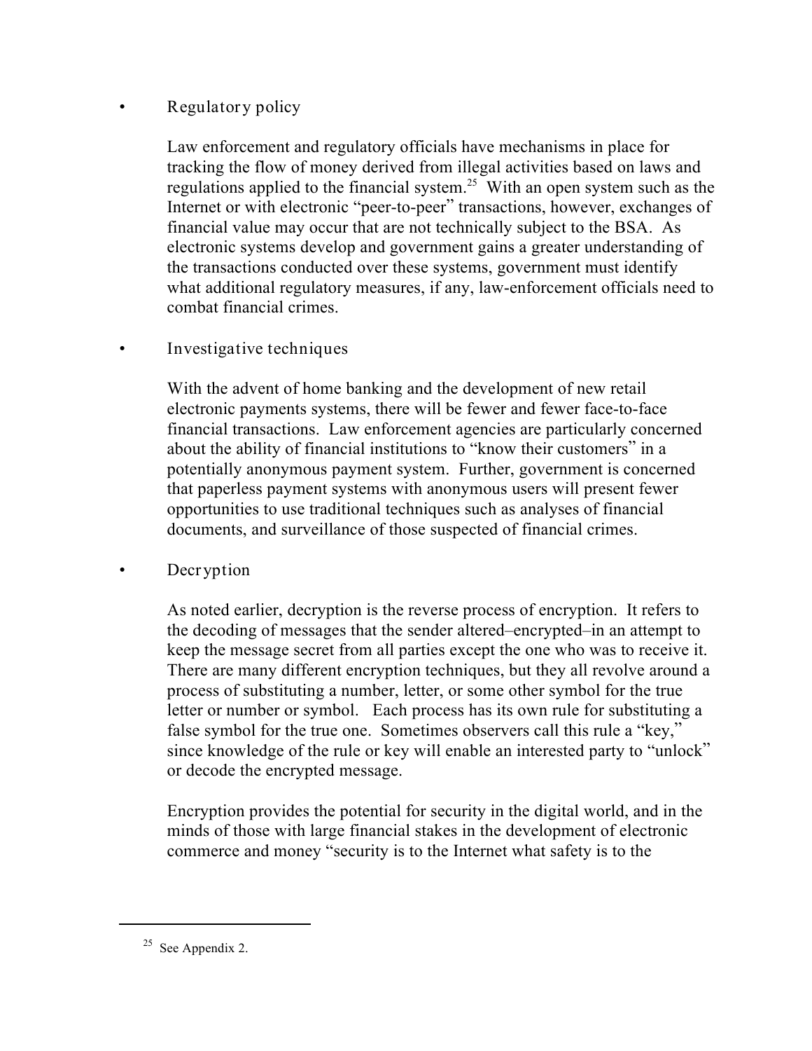- Regulatory policy

  Law enforcement and regulatory officials have mechanisms in place for tracking the flow of money derived from illegal activities based on laws and regulations applied to the financial system.[25] With an open system such as the Internet or with electronic "peer-to-peer" transactions, however, exchanges of financial value may occur that are not technically subject to the BSA. As electronic systems develop and government gains a greater understanding of the transactions conducted over these systems, government must identify what additional regulatory measures, if any, law-enforcement officials need to combat financial crimes.

- Investigative techniques

  With the advent of home banking and the development of new retail electronic payments systems, there will be fewer and fewer face-to-face financial transactions. Law enforcement agencies are particularly concerned about the ability of financial institutions to "know their customers" in a potentially anonymous payment system. Further, government is concerned that paperless payment systems with anonymous users will present fewer opportunities to use traditional techniques such as analyses of financial documents, and surveillance of those suspected of financial crimes.

- Decryption

  As noted earlier, decryption is the reverse process of encryption. It refers to the decoding of messages that the sender altered–encrypted–in an attempt to keep the message secret from all parties except the one who was to receive it. There are many different encryption techniques, but they all revolve around a process of substituting a number, letter, or some other symbol for the true letter or number or symbol. Each process has its own rule for substituting a false symbol for the true one. Sometimes observers call this rule a "key," since knowledge of the rule or key will enable an interested party to "unlock" or decode the encrypted message.

  Encryption provides the potential for security in the digital world, and in the minds of those with large financial stakes in the development of electronic commerce and money "security is to the Internet what safety is to the

---

[25] See Appendix 2.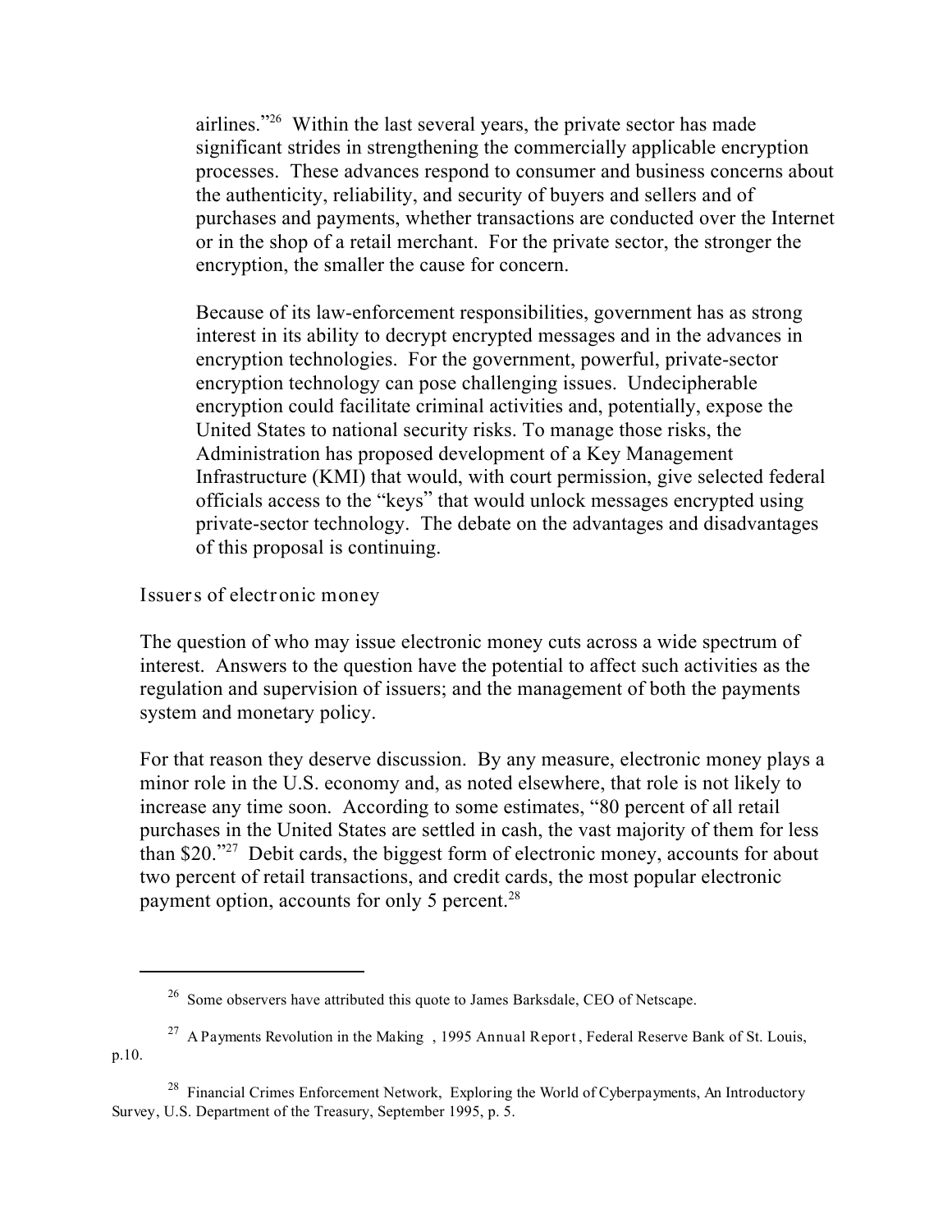airlines."[26] Within the last several years, the private sector has made significant strides in strengthening the commercially applicable encryption processes. These advances respond to consumer and business concerns about the authenticity, reliability, and security of buyers and sellers and of purchases and payments, whether transactions are conducted over the Internet or in the shop of a retail merchant. For the private sector, the stronger the encryption, the smaller the cause for concern.

Because of its law-enforcement responsibilities, government has as strong interest in its ability to decrypt encrypted messages and in the advances in encryption technologies. For the government, powerful, private-sector encryption technology can pose challenging issues. Undecipherable encryption could facilitate criminal activities and, potentially, expose the United States to national security risks. To manage those risks, the Administration has proposed development of a Key Management Infrastructure (KMI) that would, with court permission, give selected federal officials access to the "keys" that would unlock messages encrypted using private-sector technology. The debate on the advantages and disadvantages of this proposal is continuing.

Issuers of electronic money

The question of who may issue electronic money cuts across a wide spectrum of interest. Answers to the question have the potential to affect such activities as the regulation and supervision of issuers; and the management of both the payments system and monetary policy.

For that reason they deserve discussion. By any measure, electronic money plays a minor role in the U.S. economy and, as noted elsewhere, that role is not likely to increase any time soon. According to some estimates, "80 percent of all retail purchases in the United States are settled in cash, the vast majority of them for less than $20."[27] Debit cards, the biggest form of electronic money, accounts for about two percent of retail transactions, and credit cards, the most popular electronic payment option, accounts for only 5 percent.[28]

---

[26] Some observers have attributed this quote to James Barksdale, CEO of Netscape.

[27] A Payments Revolution in the Making , 1995 Annual Report, Federal Reserve Bank of St. Louis, p.10.

[28] Financial Crimes Enforcement Network, Exploring the World of Cyberpayments, An Introductory Survey, U.S. Department of the Treasury, September 1995, p. 5.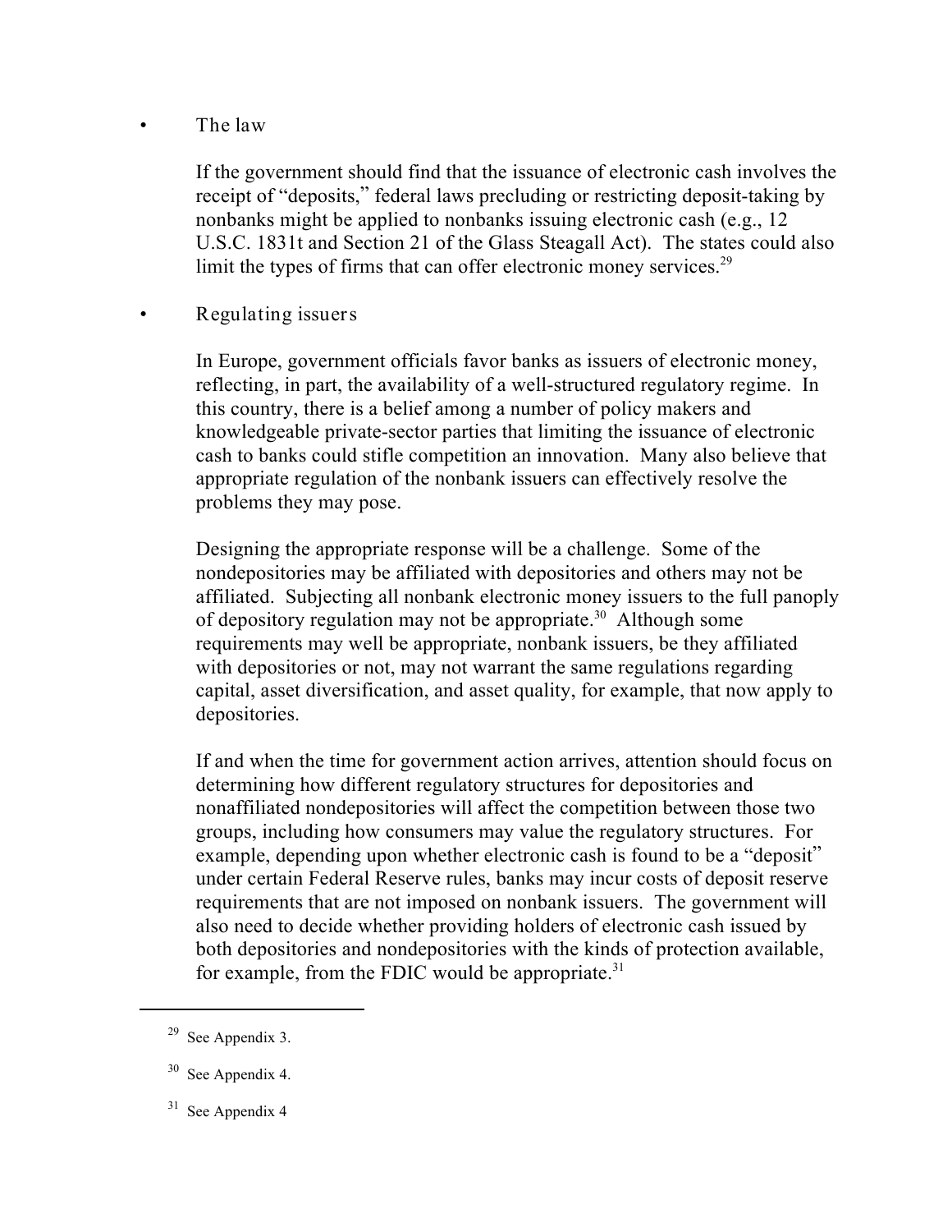- The law

  If the government should find that the issuance of electronic cash involves the receipt of "deposits," federal laws precluding or restricting deposit-taking by nonbanks might be applied to nonbanks issuing electronic cash (e.g., 12 U.S.C. 1831t and Section 21 of the Glass Steagall Act). The states could also limit the types of firms that can offer electronic money services.[29]

- Regulating issuers

  In Europe, government officials favor banks as issuers of electronic money, reflecting, in part, the availability of a well-structured regulatory regime. In this country, there is a belief among a number of policy makers and knowledgeable private-sector parties that limiting the issuance of electronic cash to banks could stifle competition an innovation. Many also believe that appropriate regulation of the nonbank issuers can effectively resolve the problems they may pose.

  Designing the appropriate response will be a challenge. Some of the nondepositories may be affiliated with depositories and others may not be affiliated. Subjecting all nonbank electronic money issuers to the full panoply of depository regulation may not be appropriate.[30] Although some requirements may well be appropriate, nonbank issuers, be they affiliated with depositories or not, may not warrant the same regulations regarding capital, asset diversification, and asset quality, for example, that now apply to depositories.

  If and when the time for government action arrives, attention should focus on determining how different regulatory structures for depositories and nonaffiliated nondepositories will affect the competition between those two groups, including how consumers may value the regulatory structures. For example, depending upon whether electronic cash is found to be a "deposit" under certain Federal Reserve rules, banks may incur costs of deposit reserve requirements that are not imposed on nonbank issuers. The government will also need to decide whether providing holders of electronic cash issued by both depositories and nondepositories with the kinds of protection available, for example, from the FDIC would be appropriate.[31]

---

[29] See Appendix 3.

[30] See Appendix 4.

[31] See Appendix 4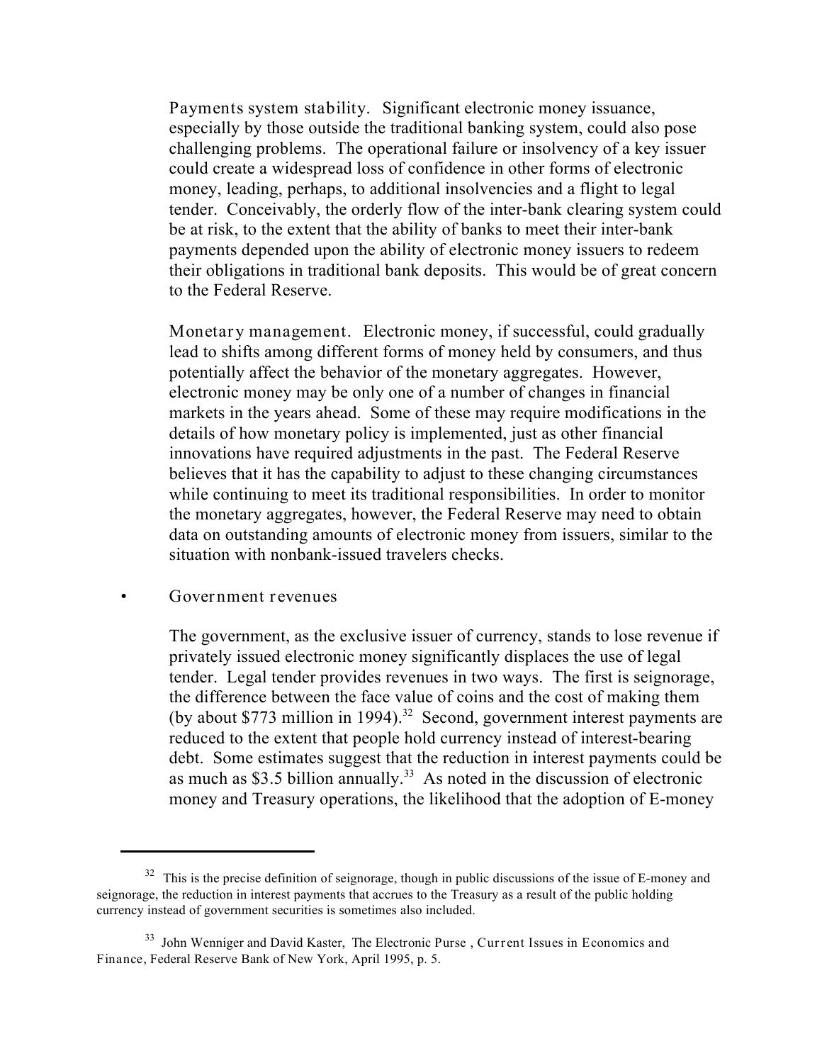Payments system stability. Significant electronic money issuance, especially by those outside the traditional banking system, could also pose challenging problems. The operational failure or insolvency of a key issuer could create a widespread loss of confidence in other forms of electronic money, leading, perhaps, to additional insolvencies and a flight to legal tender. Conceivably, the orderly flow of the inter-bank clearing system could be at risk, to the extent that the ability of banks to meet their inter-bank payments depended upon the ability of electronic money issuers to redeem their obligations in traditional bank deposits. This would be of great concern to the Federal Reserve.

Monetary management. Electronic money, if successful, could gradually lead to shifts among different forms of money held by consumers, and thus potentially affect the behavior of the monetary aggregates. However, electronic money may be only one of a number of changes in financial markets in the years ahead. Some of these may require modifications in the details of how monetary policy is implemented, just as other financial innovations have required adjustments in the past. The Federal Reserve believes that it has the capability to adjust to these changing circumstances while continuing to meet its traditional responsibilities. In order to monitor the monetary aggregates, however, the Federal Reserve may need to obtain data on outstanding amounts of electronic money from issuers, similar to the situation with nonbank-issued travelers checks.

- Government revenues

The government, as the exclusive issuer of currency, stands to lose revenue if privately issued electronic money significantly displaces the use of legal tender. Legal tender provides revenues in two ways. The first is seignorage, the difference between the face value of coins and the cost of making them (by about $773 million in 1994).[32] Second, government interest payments are reduced to the extent that people hold currency instead of interest-bearing debt. Some estimates suggest that the reduction in interest payments could be as much as $3.5 billion annually.[33] As noted in the discussion of electronic money and Treasury operations, the likelihood that the adoption of E-money

---

[32] This is the precise definition of seignorage, though in public discussions of the issue of E-money and seignorage, the reduction in interest payments that accrues to the Treasury as a result of the public holding currency instead of government securities is sometimes also included.

[33] John Wenniger and David Kaster, The Electronic Purse , *Current Issues in Economics and Finance*, Federal Reserve Bank of New York, April 1995, p. 5.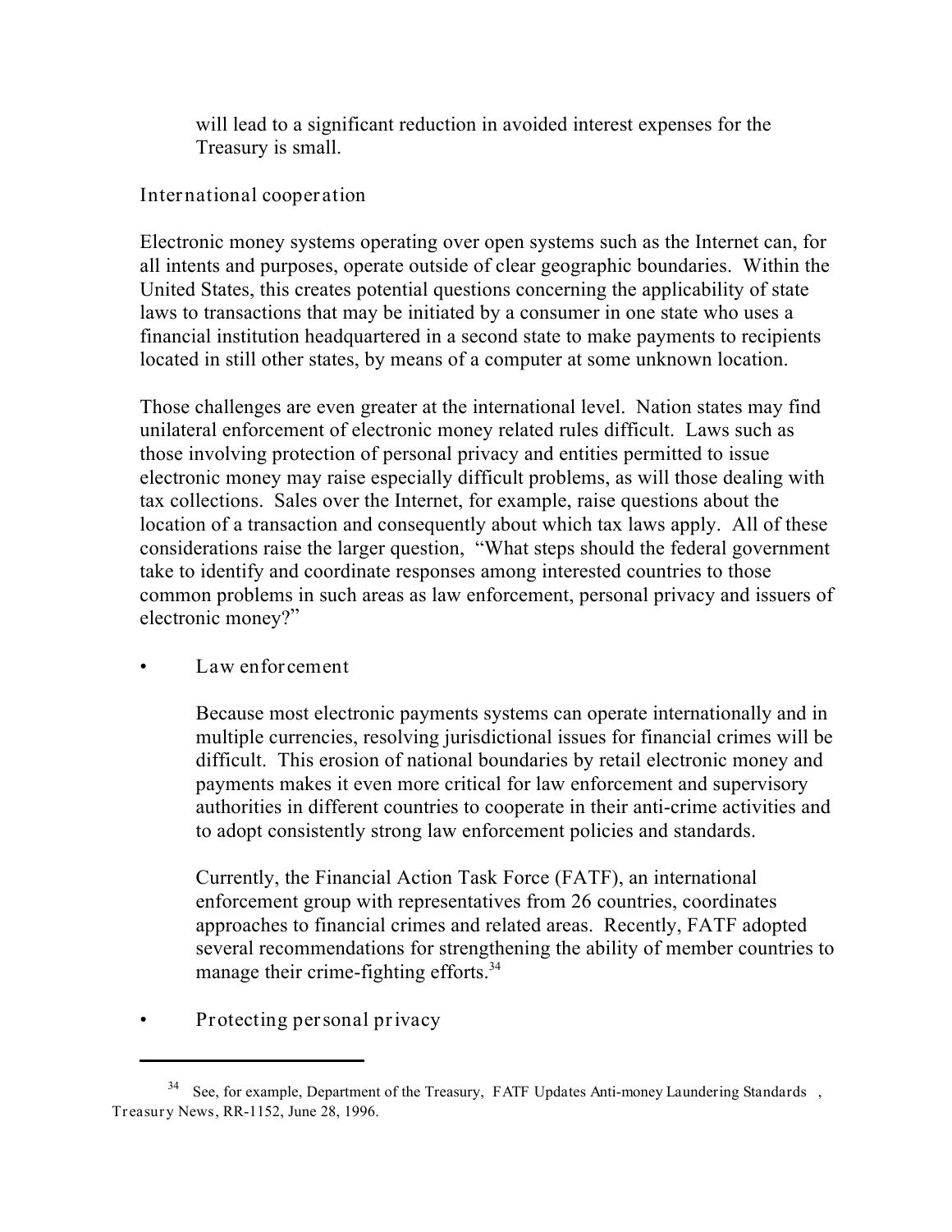will lead to a significant reduction in avoided interest expenses for the Treasury is small.

### International cooperation

Electronic money systems operating over open systems such as the Internet can, for all intents and purposes, operate outside of clear geographic boundaries. Within the United States, this creates potential questions concerning the applicability of state laws to transactions that may be initiated by a consumer in one state who uses a financial institution headquartered in a second state to make payments to recipients located in still other states, by means of a computer at some unknown location.

Those challenges are even greater at the international level. Nation states may find unilateral enforcement of electronic money related rules difficult. Laws such as those involving protection of personal privacy and entities permitted to issue electronic money may raise especially difficult problems, as will those dealing with tax collections. Sales over the Internet, for example, raise questions about the location of a transaction and consequently about which tax laws apply. All of these considerations raise the larger question, "What steps should the federal government take to identify and coordinate responses among interested countries to those common problems in such areas as law enforcement, personal privacy and issuers of electronic money?"

- Law enforcement

  Because most electronic payments systems can operate internationally and in multiple currencies, resolving jurisdictional issues for financial crimes will be difficult. This erosion of national boundaries by retail electronic money and payments makes it even more critical for law enforcement and supervisory authorities in different countries to cooperate in their anti-crime activities and to adopt consistently strong law enforcement policies and standards.

  Currently, the Financial Action Task Force (FATF), an international enforcement group with representatives from 26 countries, coordinates approaches to financial crimes and related areas. Recently, FATF adopted several recommendations for strengthening the ability of member countries to manage their crime-fighting efforts.[34]

- Protecting personal privacy

---

[34] See, for example, Department of the Treasury, *FATF Updates Anti-money Laundering Standards*, Treasury News, RR-1152, June 28, 1996.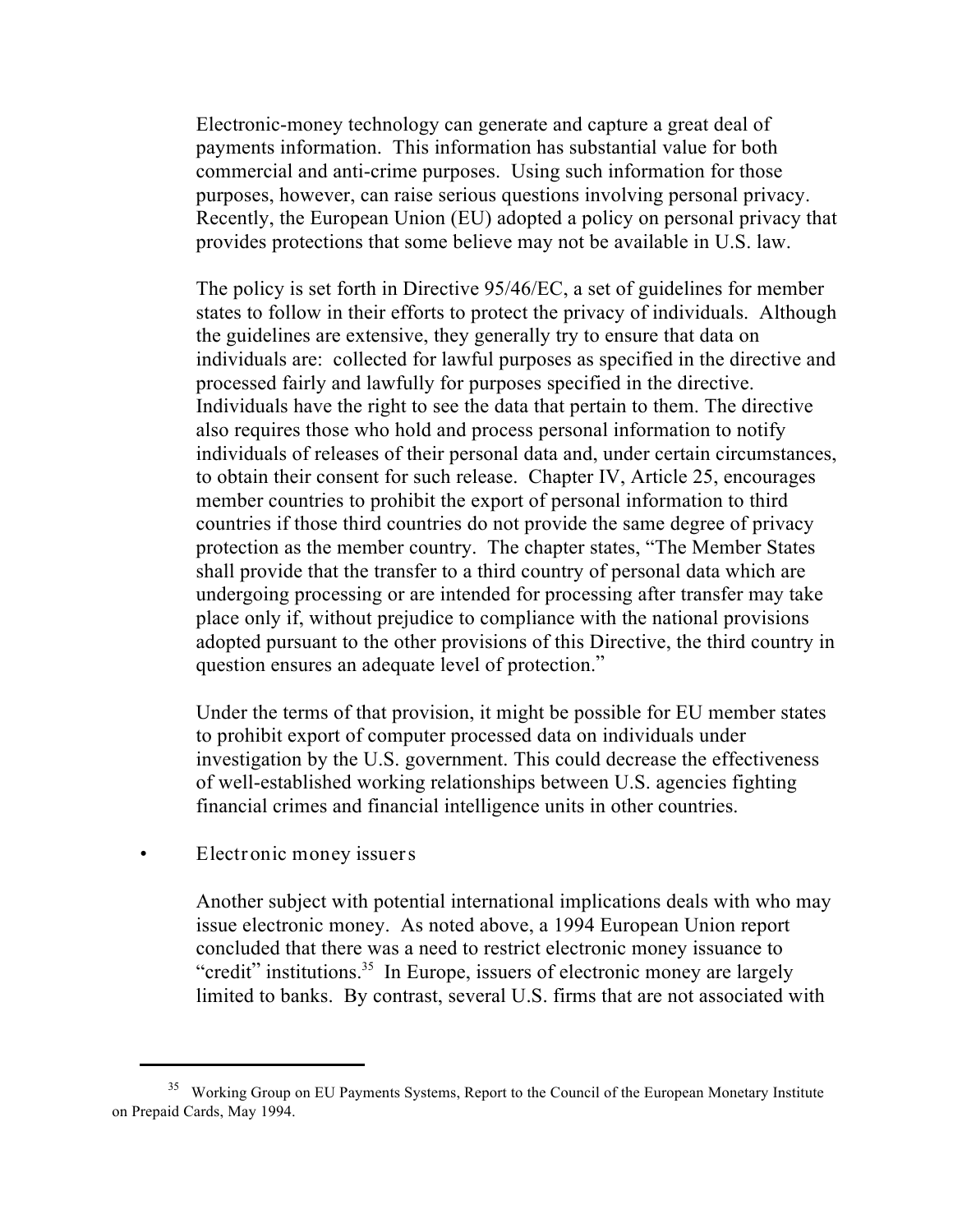Electronic-money technology can generate and capture a great deal of payments information. This information has substantial value for both commercial and anti-crime purposes. Using such information for those purposes, however, can raise serious questions involving personal privacy. Recently, the European Union (EU) adopted a policy on personal privacy that provides protections that some believe may not be available in U.S. law.

The policy is set forth in Directive 95/46/EC, a set of guidelines for member states to follow in their efforts to protect the privacy of individuals. Although the guidelines are extensive, they generally try to ensure that data on individuals are: collected for lawful purposes as specified in the directive and processed fairly and lawfully for purposes specified in the directive. Individuals have the right to see the data that pertain to them. The directive also requires those who hold and process personal information to notify individuals of releases of their personal data and, under certain circumstances, to obtain their consent for such release. Chapter IV, Article 25, encourages member countries to prohibit the export of personal information to third countries if those third countries do not provide the same degree of privacy protection as the member country. The chapter states, "The Member States shall provide that the transfer to a third country of personal data which are undergoing processing or are intended for processing after transfer may take place only if, without prejudice to compliance with the national provisions adopted pursuant to the other provisions of this Directive, the third country in question ensures an adequate level of protection."

Under the terms of that provision, it might be possible for EU member states to prohibit export of computer processed data on individuals under investigation by the U.S. government. This could decrease the effectiveness of well-established working relationships between U.S. agencies fighting financial crimes and financial intelligence units in other countries.

- Electronic money issuers

Another subject with potential international implications deals with who may issue electronic money. As noted above, a 1994 European Union report concluded that there was a need to restrict electronic money issuance to "credit" institutions.[35] In Europe, issuers of electronic money are largely limited to banks. By contrast, several U.S. firms that are not associated with

---

[35] Working Group on EU Payments Systems, Report to the Council of the European Monetary Institute on Prepaid Cards, May 1994.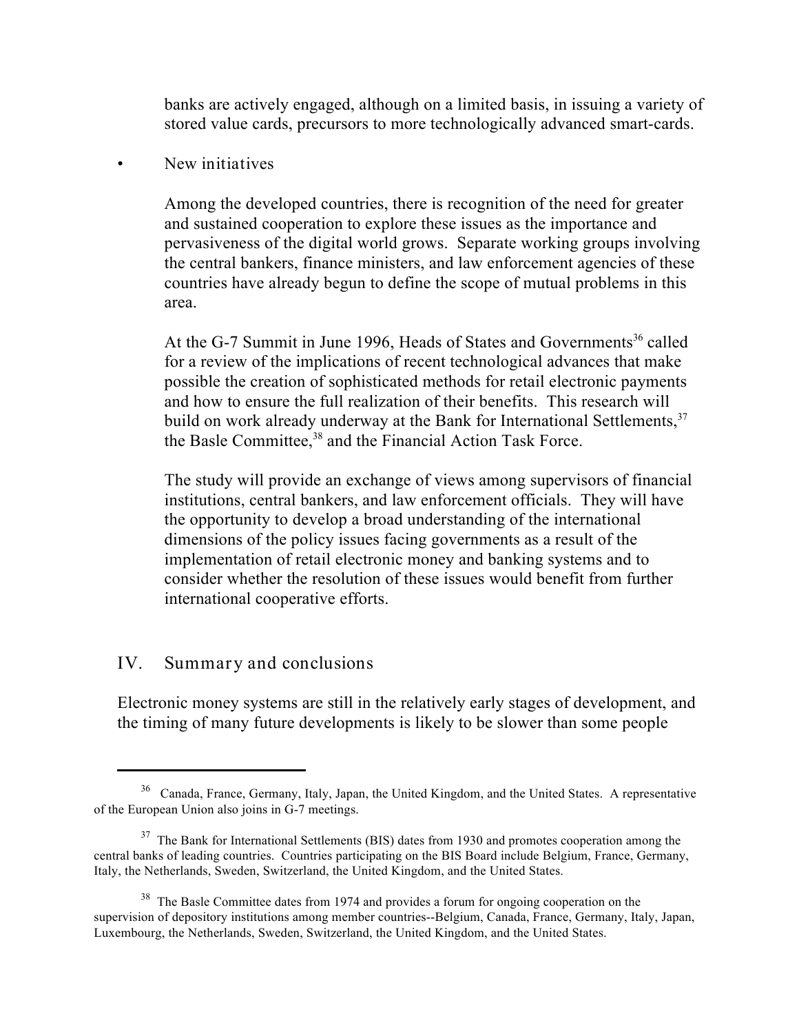banks are actively engaged, although on a limited basis, in issuing a variety of stored value cards, precursors to more technologically advanced smart-cards.

- New initiatives

  Among the developed countries, there is recognition of the need for greater and sustained cooperation to explore these issues as the importance and pervasiveness of the digital world grows. Separate working groups involving the central bankers, finance ministers, and law enforcement agencies of these countries have already begun to define the scope of mutual problems in this area.

  At the G-7 Summit in June 1996, Heads of States and Governments[36] called for a review of the implications of recent technological advances that make possible the creation of sophisticated methods for retail electronic payments and how to ensure the full realization of their benefits. This research will build on work already underway at the Bank for International Settlements,[37] the Basle Committee,[38] and the Financial Action Task Force.

  The study will provide an exchange of views among supervisors of financial institutions, central bankers, and law enforcement officials. They will have the opportunity to develop a broad understanding of the international dimensions of the policy issues facing governments as a result of the implementation of retail electronic money and banking systems and to consider whether the resolution of these issues would benefit from further international cooperative efforts.

## IV. Summary and conclusions

Electronic money systems are still in the relatively early stages of development, and the timing of many future developments is likely to be slower than some people

---

[36] Canada, France, Germany, Italy, Japan, the United Kingdom, and the United States. A representative of the European Union also joins in G-7 meetings.

[37] The Bank for International Settlements (BIS) dates from 1930 and promotes cooperation among the central banks of leading countries. Countries participating on the BIS Board include Belgium, France, Germany, Italy, the Netherlands, Sweden, Switzerland, the United Kingdom, and the United States.

[38] The Basle Committee dates from 1974 and provides a forum for ongoing cooperation on the supervision of depository institutions among member countries--Belgium, Canada, France, Germany, Italy, Japan, Luxembourg, the Netherlands, Sweden, Switzerland, the United Kingdom, and the United States.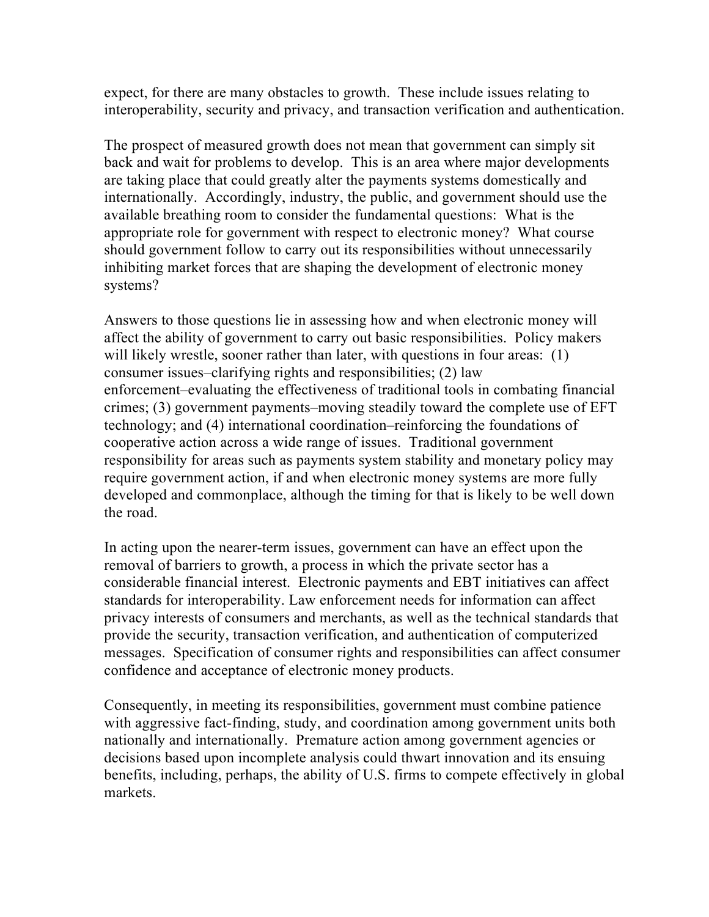expect, for there are many obstacles to growth. These include issues relating to interoperability, security and privacy, and transaction verification and authentication.

The prospect of measured growth does not mean that government can simply sit back and wait for problems to develop. This is an area where major developments are taking place that could greatly alter the payments systems domestically and internationally. Accordingly, industry, the public, and government should use the available breathing room to consider the fundamental questions: What is the appropriate role for government with respect to electronic money? What course should government follow to carry out its responsibilities without unnecessarily inhibiting market forces that are shaping the development of electronic money systems?

Answers to those questions lie in assessing how and when electronic money will affect the ability of government to carry out basic responsibilities. Policy makers will likely wrestle, sooner rather than later, with questions in four areas: (1) consumer issues–clarifying rights and responsibilities; (2) law enforcement–evaluating the effectiveness of traditional tools in combating financial crimes; (3) government payments–moving steadily toward the complete use of EFT technology; and (4) international coordination–reinforcing the foundations of cooperative action across a wide range of issues. Traditional government responsibility for areas such as payments system stability and monetary policy may require government action, if and when electronic money systems are more fully developed and commonplace, although the timing for that is likely to be well down the road.

In acting upon the nearer-term issues, government can have an effect upon the removal of barriers to growth, a process in which the private sector has a considerable financial interest. Electronic payments and EBT initiatives can affect standards for interoperability. Law enforcement needs for information can affect privacy interests of consumers and merchants, as well as the technical standards that provide the security, transaction verification, and authentication of computerized messages. Specification of consumer rights and responsibilities can affect consumer confidence and acceptance of electronic money products.

Consequently, in meeting its responsibilities, government must combine patience with aggressive fact-finding, study, and coordination among government units both nationally and internationally. Premature action among government agencies or decisions based upon incomplete analysis could thwart innovation and its ensuing benefits, including, perhaps, the ability of U.S. firms to compete effectively in global markets.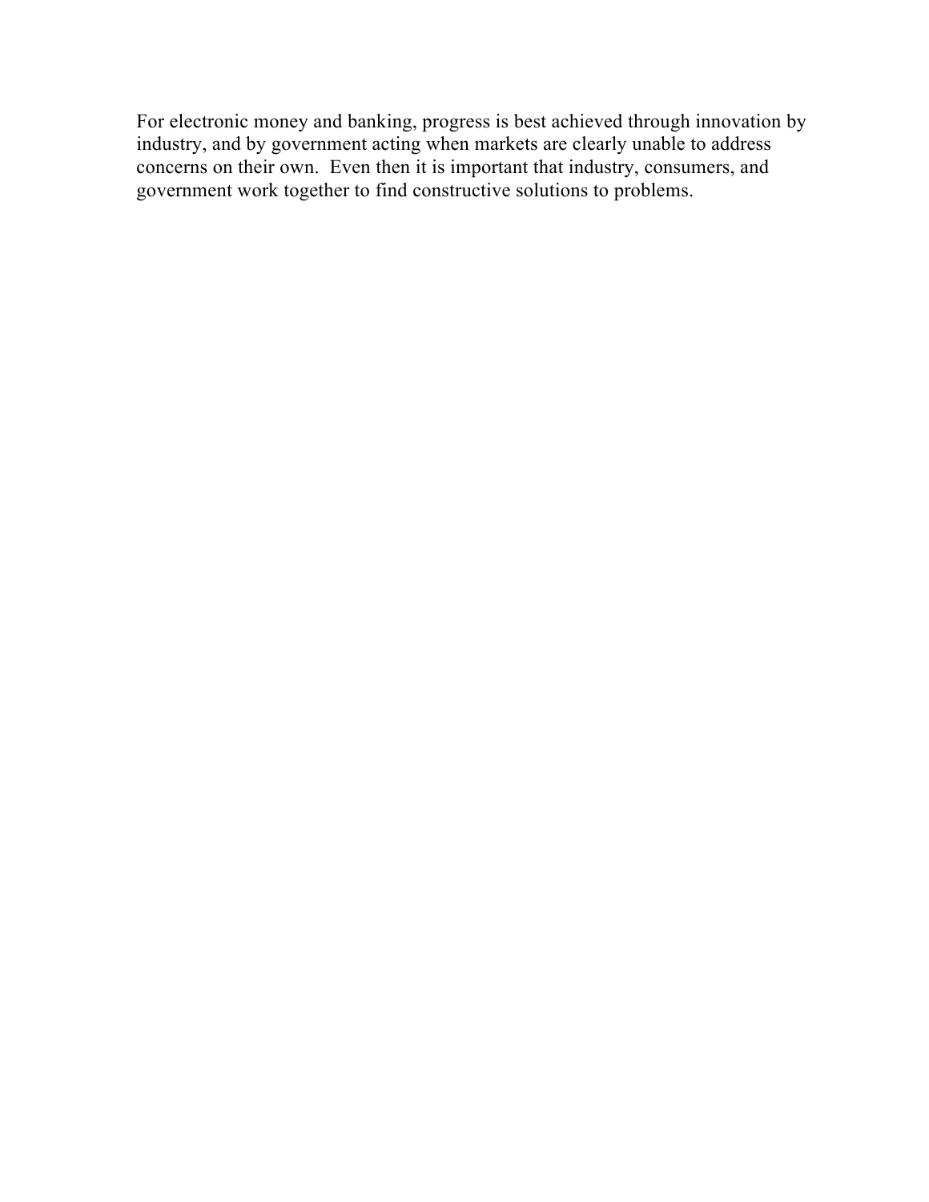For electronic money and banking, progress is best achieved through innovation by industry, and by government acting when markets are clearly unable to address concerns on their own. Even then it is important that industry, consumers, and government work together to find constructive solutions to problems.